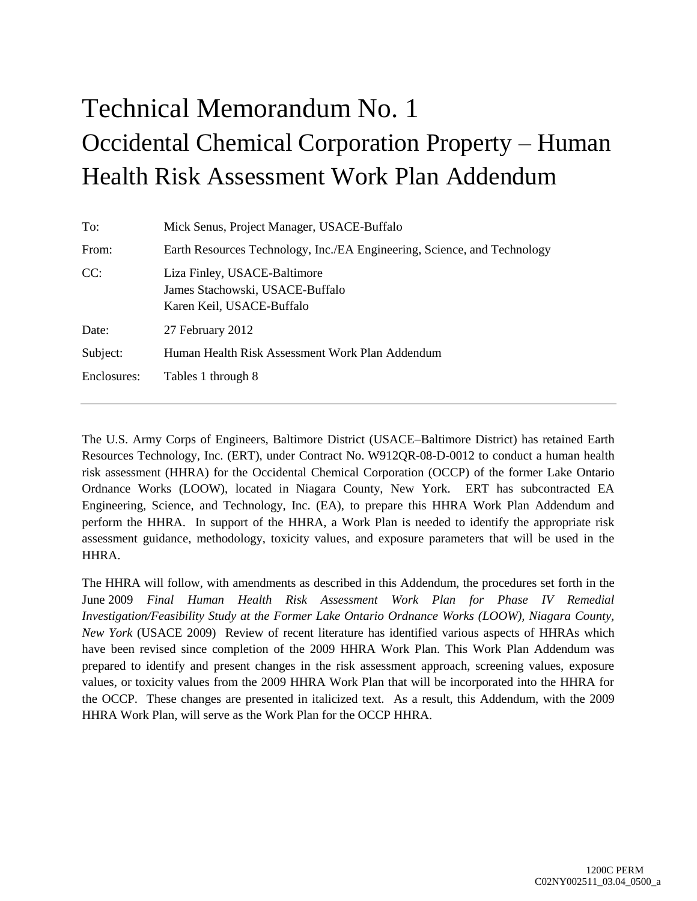# Technical Memorandum No. 1

## Occidental Chemical Corporation Property – Human Health Risk Assessment Work Plan Addendum

| | |
|---|---|
| To: | Mick Senus, Project Manager, USACE-Buffalo |
| From: | Earth Resources Technology, Inc./EA Engineering, Science, and Technology |
| CC: | Liza Finley, USACE-Baltimore<br>James Stachowski, USACE-Buffalo<br>Karen Keil, USACE-Buffalo |
| Date: | 27 February 2012 |
| Subject: | Human Health Risk Assessment Work Plan Addendum |
| Enclosures: | Tables 1 through 8 |

---

The U.S. Army Corps of Engineers, Baltimore District (USACE–Baltimore District) has retained Earth Resources Technology, Inc. (ERT), under Contract No. W912QR-08-D-0012 to conduct a human health risk assessment (HHRA) for the Occidental Chemical Corporation (OCCP) of the former Lake Ontario Ordnance Works (LOOW), located in Niagara County, New York. ERT has subcontracted EA Engineering, Science, and Technology, Inc. (EA), to prepare this HHRA Work Plan Addendum and perform the HHRA. In support of the HHRA, a Work Plan is needed to identify the appropriate risk assessment guidance, methodology, toxicity values, and exposure parameters that will be used in the HHRA.

The HHRA will follow, with amendments as described in this Addendum, the procedures set forth in the June 2009 *Final Human Health Risk Assessment Work Plan for Phase IV Remedial Investigation/Feasibility Study at the Former Lake Ontario Ordnance Works (LOOW), Niagara County, New York* (USACE 2009) Review of recent literature has identified various aspects of HHRAs which have been revised since completion of the 2009 HHRA Work Plan. This Work Plan Addendum was prepared to identify and present changes in the risk assessment approach, screening values, exposure values, or toxicity values from the 2009 HHRA Work Plan that will be incorporated into the HHRA for the OCCP. These changes are presented in italicized text. As a result, this Addendum, with the 2009 HHRA Work Plan, will serve as the Work Plan for the OCCP HHRA.

1200C PERM
C02NY002511_03.04_0500_a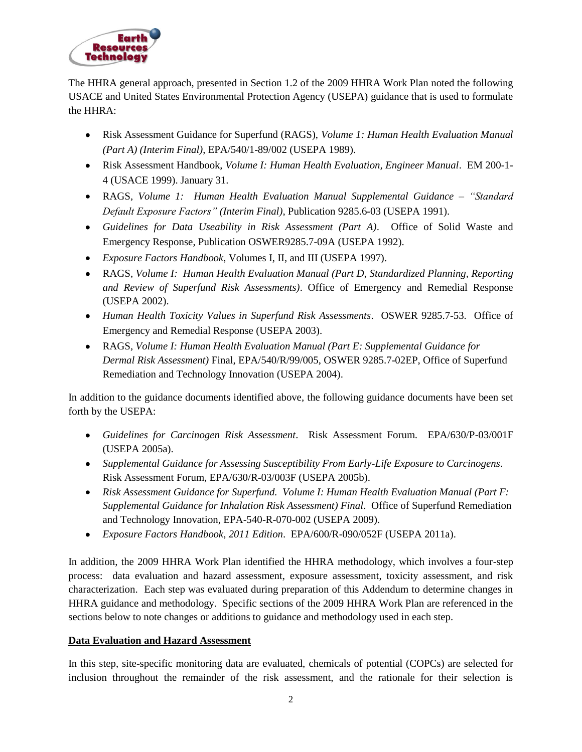The HHRA general approach, presented in Section 1.2 of the 2009 HHRA Work Plan noted the following USACE and United States Environmental Protection Agency (USEPA) guidance that is used to formulate the HHRA:

- Risk Assessment Guidance for Superfund (RAGS), *Volume 1: Human Health Evaluation Manual (Part A) (Interim Final)*, EPA/540/1-89/002 (USEPA 1989).
- Risk Assessment Handbook, *Volume I: Human Health Evaluation, Engineer Manual*. EM 200-1-4 (USACE 1999). January 31.
- RAGS, *Volume 1: Human Health Evaluation Manual Supplemental Guidance – "Standard Default Exposure Factors" (Interim Final)*, Publication 9285.6-03 (USEPA 1991).
- *Guidelines for Data Useability in Risk Assessment (Part A)*. Office of Solid Waste and Emergency Response, Publication OSWER9285.7-09A (USEPA 1992).
- *Exposure Factors Handbook*, Volumes I, II, and III (USEPA 1997).
- RAGS, *Volume I: Human Health Evaluation Manual (Part D, Standardized Planning, Reporting and Review of Superfund Risk Assessments)*. Office of Emergency and Remedial Response (USEPA 2002).
- *Human Health Toxicity Values in Superfund Risk Assessments*. OSWER 9285.7-53. Office of Emergency and Remedial Response (USEPA 2003).
- RAGS, *Volume I: Human Health Evaluation Manual (Part E: Supplemental Guidance for Dermal Risk Assessment)* Final, EPA/540/R/99/005, OSWER 9285.7-02EP, Office of Superfund Remediation and Technology Innovation (USEPA 2004).

In addition to the guidance documents identified above, the following guidance documents have been set forth by the USEPA:

- *Guidelines for Carcinogen Risk Assessment*. Risk Assessment Forum. EPA/630/P-03/001F (USEPA 2005a).
- *Supplemental Guidance for Assessing Susceptibility From Early-Life Exposure to Carcinogens*. Risk Assessment Forum, EPA/630/R-03/003F (USEPA 2005b).
- *Risk Assessment Guidance for Superfund. Volume I: Human Health Evaluation Manual (Part F: Supplemental Guidance for Inhalation Risk Assessment) Final*. Office of Superfund Remediation and Technology Innovation, EPA-540-R-070-002 (USEPA 2009).
- *Exposure Factors Handbook, 2011 Edition*. EPA/600/R-090/052F (USEPA 2011a).

In addition, the 2009 HHRA Work Plan identified the HHRA methodology, which involves a four-step process: data evaluation and hazard assessment, exposure assessment, toxicity assessment, and risk characterization. Each step was evaluated during preparation of this Addendum to determine changes in HHRA guidance and methodology. Specific sections of the 2009 HHRA Work Plan are referenced in the sections below to note changes or additions to guidance and methodology used in each step.

**Data Evaluation and Hazard Assessment**

In this step, site-specific monitoring data are evaluated, chemicals of potential (COPCs) are selected for inclusion throughout the remainder of the risk assessment, and the rationale for their selection is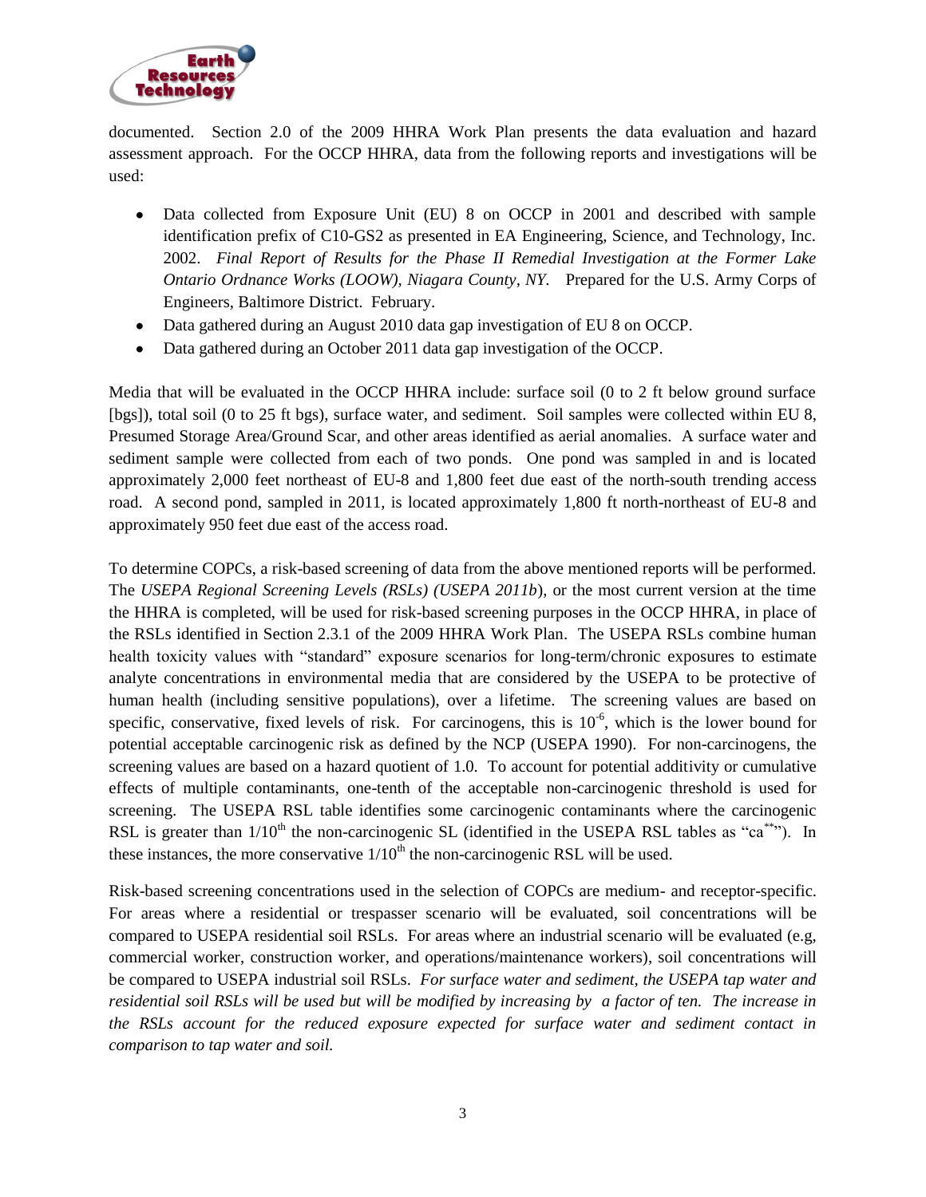documented. Section 2.0 of the 2009 HHRA Work Plan presents the data evaluation and hazard assessment approach. For the OCCP HHRA, data from the following reports and investigations will be used:

- Data collected from Exposure Unit (EU) 8 on OCCP in 2001 and described with sample identification prefix of C10-GS2 as presented in EA Engineering, Science, and Technology, Inc. 2002. *Final Report of Results for the Phase II Remedial Investigation at the Former Lake Ontario Ordnance Works (LOOW), Niagara County, NY*. Prepared for the U.S. Army Corps of Engineers, Baltimore District. February.
- Data gathered during an August 2010 data gap investigation of EU 8 on OCCP.
- Data gathered during an October 2011 data gap investigation of the OCCP.

Media that will be evaluated in the OCCP HHRA include: surface soil (0 to 2 ft below ground surface [bgs]), total soil (0 to 25 ft bgs), surface water, and sediment. Soil samples were collected within EU 8, Presumed Storage Area/Ground Scar, and other areas identified as aerial anomalies. A surface water and sediment sample were collected from each of two ponds. One pond was sampled in and is located approximately 2,000 feet northeast of EU-8 and 1,800 feet due east of the north-south trending access road. A second pond, sampled in 2011, is located approximately 1,800 ft north-northeast of EU-8 and approximately 950 feet due east of the access road.

To determine COPCs, a risk-based screening of data from the above mentioned reports will be performed. The *USEPA Regional Screening Levels (RSLs) (USEPA 2011b*), or the most current version at the time the HHRA is completed, will be used for risk-based screening purposes in the OCCP HHRA, in place of the RSLs identified in Section 2.3.1 of the 2009 HHRA Work Plan. The USEPA RSLs combine human health toxicity values with "standard" exposure scenarios for long-term/chronic exposures to estimate analyte concentrations in environmental media that are considered by the USEPA to be protective of human health (including sensitive populations), over a lifetime. The screening values are based on specific, conservative, fixed levels of risk. For carcinogens, this is $10^{-6}$, which is the lower bound for potential acceptable carcinogenic risk as defined by the NCP (USEPA 1990). For non-carcinogens, the screening values are based on a hazard quotient of 1.0. To account for potential additivity or cumulative effects of multiple contaminants, one-tenth of the acceptable non-carcinogenic threshold is used for screening. The USEPA RSL table identifies some carcinogenic contaminants where the carcinogenic RSL is greater than $1/10^{th}$ the non-carcinogenic SL (identified in the USEPA RSL tables as "ca**"). In these instances, the more conservative $1/10^{th}$ the non-carcinogenic RSL will be used.

Risk-based screening concentrations used in the selection of COPCs are medium- and receptor-specific. For areas where a residential or trespasser scenario will be evaluated, soil concentrations will be compared to USEPA residential soil RSLs. For areas where an industrial scenario will be evaluated (e.g, commercial worker, construction worker, and operations/maintenance workers), soil concentrations will be compared to USEPA industrial soil RSLs. *For surface water and sediment, the USEPA tap water and residential soil RSLs will be used but will be modified by increasing by a factor of ten. The increase in the RSLs account for the reduced exposure expected for surface water and sediment contact in comparison to tap water and soil.*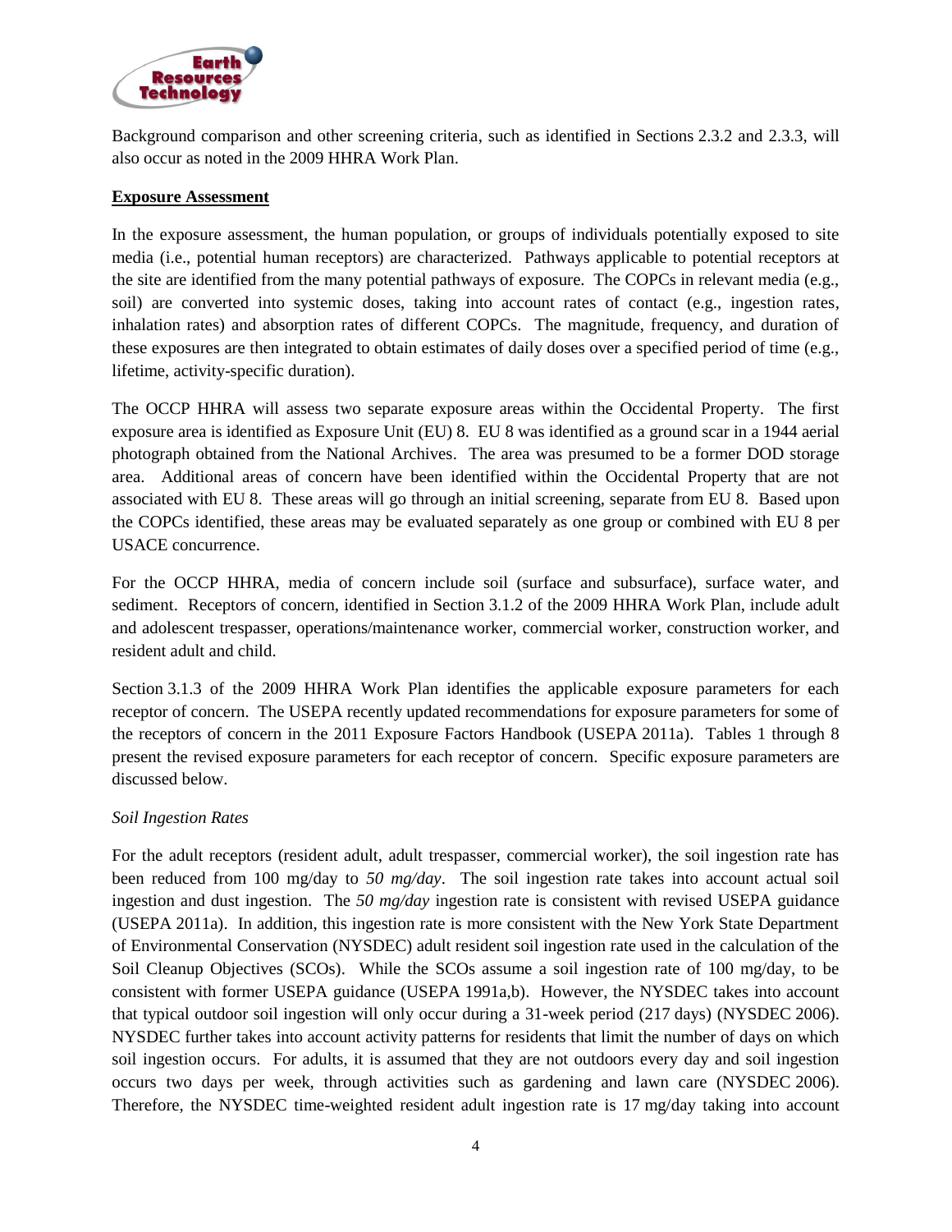Background comparison and other screening criteria, such as identified in Sections 2.3.2 and 2.3.3, will also occur as noted in the 2009 HHRA Work Plan.

**Exposure Assessment**

In the exposure assessment, the human population, or groups of individuals potentially exposed to site media (i.e., potential human receptors) are characterized. Pathways applicable to potential receptors at the site are identified from the many potential pathways of exposure. The COPCs in relevant media (e.g., soil) are converted into systemic doses, taking into account rates of contact (e.g., ingestion rates, inhalation rates) and absorption rates of different COPCs. The magnitude, frequency, and duration of these exposures are then integrated to obtain estimates of daily doses over a specified period of time (e.g., lifetime, activity-specific duration).

The OCCP HHRA will assess two separate exposure areas within the Occidental Property. The first exposure area is identified as Exposure Unit (EU) 8. EU 8 was identified as a ground scar in a 1944 aerial photograph obtained from the National Archives. The area was presumed to be a former DOD storage area. Additional areas of concern have been identified within the Occidental Property that are not associated with EU 8. These areas will go through an initial screening, separate from EU 8. Based upon the COPCs identified, these areas may be evaluated separately as one group or combined with EU 8 per USACE concurrence.

For the OCCP HHRA, media of concern include soil (surface and subsurface), surface water, and sediment. Receptors of concern, identified in Section 3.1.2 of the 2009 HHRA Work Plan, include adult and adolescent trespasser, operations/maintenance worker, commercial worker, construction worker, and resident adult and child.

Section 3.1.3 of the 2009 HHRA Work Plan identifies the applicable exposure parameters for each receptor of concern. The USEPA recently updated recommendations for exposure parameters for some of the receptors of concern in the 2011 Exposure Factors Handbook (USEPA 2011a). Tables 1 through 8 present the revised exposure parameters for each receptor of concern. Specific exposure parameters are discussed below.

*Soil Ingestion Rates*

For the adult receptors (resident adult, adult trespasser, commercial worker), the soil ingestion rate has been reduced from 100 mg/day to *50 mg/day*. The soil ingestion rate takes into account actual soil ingestion and dust ingestion. The *50 mg/day* ingestion rate is consistent with revised USEPA guidance (USEPA 2011a). In addition, this ingestion rate is more consistent with the New York State Department of Environmental Conservation (NYSDEC) adult resident soil ingestion rate used in the calculation of the Soil Cleanup Objectives (SCOs). While the SCOs assume a soil ingestion rate of 100 mg/day, to be consistent with former USEPA guidance (USEPA 1991a,b). However, the NYSDEC takes into account that typical outdoor soil ingestion will only occur during a 31-week period (217 days) (NYSDEC 2006). NYSDEC further takes into account activity patterns for residents that limit the number of days on which soil ingestion occurs. For adults, it is assumed that they are not outdoors every day and soil ingestion occurs two days per week, through activities such as gardening and lawn care (NYSDEC 2006). Therefore, the NYSDEC time-weighted resident adult ingestion rate is 17 mg/day taking into account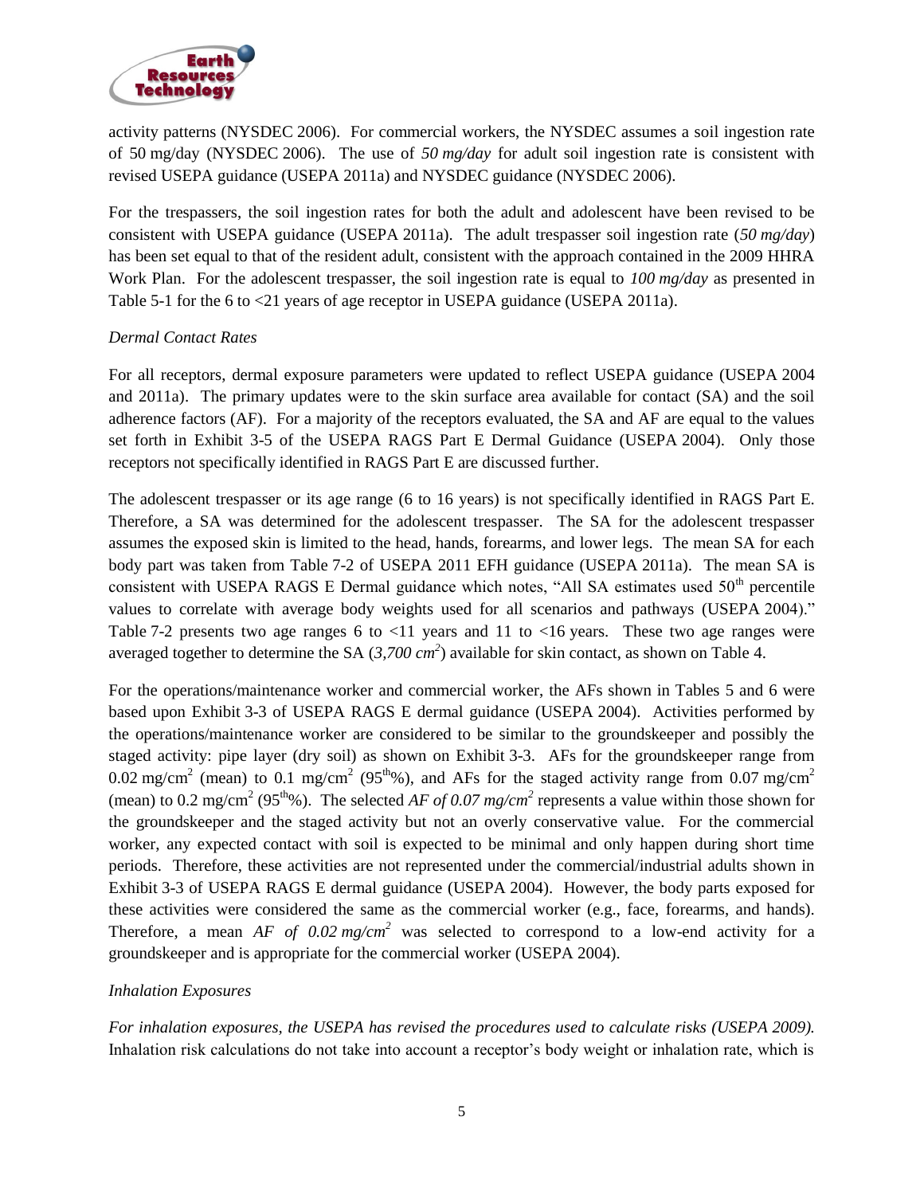activity patterns (NYSDEC 2006). For commercial workers, the NYSDEC assumes a soil ingestion rate of 50 mg/day (NYSDEC 2006). The use of *50 mg/day* for adult soil ingestion rate is consistent with revised USEPA guidance (USEPA 2011a) and NYSDEC guidance (NYSDEC 2006).

For the trespassers, the soil ingestion rates for both the adult and adolescent have been revised to be consistent with USEPA guidance (USEPA 2011a). The adult trespasser soil ingestion rate (*50 mg/day*) has been set equal to that of the resident adult, consistent with the approach contained in the 2009 HHRA Work Plan. For the adolescent trespasser, the soil ingestion rate is equal to *100 mg/day* as presented in Table 5-1 for the 6 to <21 years of age receptor in USEPA guidance (USEPA 2011a).

*Dermal Contact Rates*

For all receptors, dermal exposure parameters were updated to reflect USEPA guidance (USEPA 2004 and 2011a). The primary updates were to the skin surface area available for contact (SA) and the soil adherence factors (AF). For a majority of the receptors evaluated, the SA and AF are equal to the values set forth in Exhibit 3-5 of the USEPA RAGS Part E Dermal Guidance (USEPA 2004). Only those receptors not specifically identified in RAGS Part E are discussed further.

The adolescent trespasser or its age range (6 to 16 years) is not specifically identified in RAGS Part E. Therefore, a SA was determined for the adolescent trespasser. The SA for the adolescent trespasser assumes the exposed skin is limited to the head, hands, forearms, and lower legs. The mean SA for each body part was taken from Table 7-2 of USEPA 2011 EFH guidance (USEPA 2011a). The mean SA is consistent with USEPA RAGS E Dermal guidance which notes, "All SA estimates used 50th percentile values to correlate with average body weights used for all scenarios and pathways (USEPA 2004)." Table 7-2 presents two age ranges 6 to <11 years and 11 to <16 years. These two age ranges were averaged together to determine the SA (*3,700 cm²*) available for skin contact, as shown on Table 4.

For the operations/maintenance worker and commercial worker, the AFs shown in Tables 5 and 6 were based upon Exhibit 3-3 of USEPA RAGS E dermal guidance (USEPA 2004). Activities performed by the operations/maintenance worker are considered to be similar to the groundskeeper and possibly the staged activity: pipe layer (dry soil) as shown on Exhibit 3-3. AFs for the groundskeeper range from 0.02 mg/cm² (mean) to 0.1 mg/cm² (95th%), and AFs for the staged activity range from 0.07 mg/cm² (mean) to 0.2 mg/cm² (95th%). The selected *AF of 0.07 mg/cm²* represents a value within those shown for the groundskeeper and the staged activity but not an overly conservative value. For the commercial worker, any expected contact with soil is expected to be minimal and only happen during short time periods. Therefore, these activities are not represented under the commercial/industrial adults shown in Exhibit 3-3 of USEPA RAGS E dermal guidance (USEPA 2004). However, the body parts exposed for these activities were considered the same as the commercial worker (e.g., face, forearms, and hands). Therefore, a mean *AF of 0.02 mg/cm²* was selected to correspond to a low-end activity for a groundskeeper and is appropriate for the commercial worker (USEPA 2004).

*Inhalation Exposures*

*For inhalation exposures, the USEPA has revised the procedures used to calculate risks (USEPA 2009).* Inhalation risk calculations do not take into account a receptor's body weight or inhalation rate, which is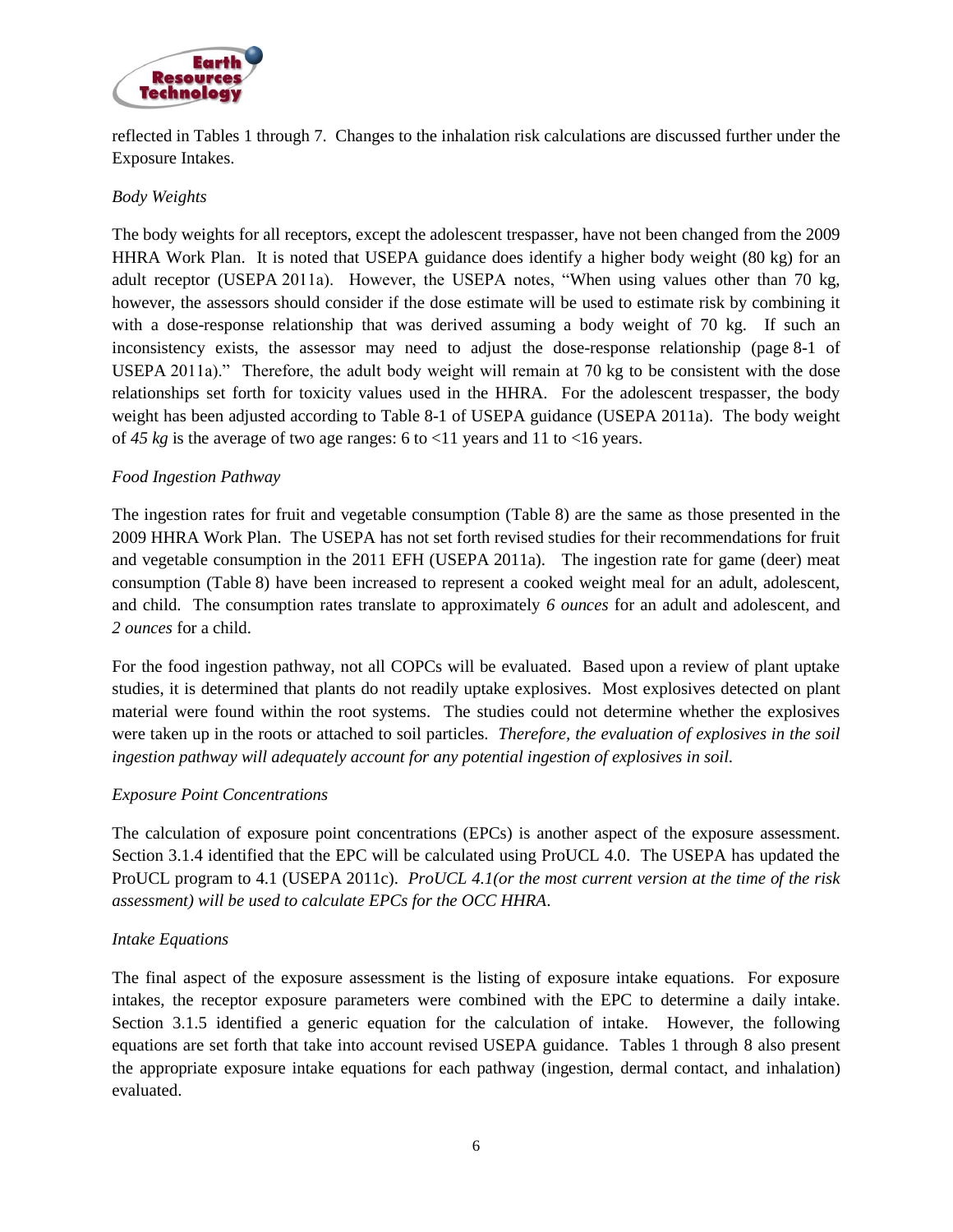reflected in Tables 1 through 7. Changes to the inhalation risk calculations are discussed further under the Exposure Intakes.

*Body Weights*

The body weights for all receptors, except the adolescent trespasser, have not been changed from the 2009 HHRA Work Plan. It is noted that USEPA guidance does identify a higher body weight (80 kg) for an adult receptor (USEPA 2011a). However, the USEPA notes, "When using values other than 70 kg, however, the assessors should consider if the dose estimate will be used to estimate risk by combining it with a dose-response relationship that was derived assuming a body weight of 70 kg. If such an inconsistency exists, the assessor may need to adjust the dose-response relationship (page 8-1 of USEPA 2011a)." Therefore, the adult body weight will remain at 70 kg to be consistent with the dose relationships set forth for toxicity values used in the HHRA. For the adolescent trespasser, the body weight has been adjusted according to Table 8-1 of USEPA guidance (USEPA 2011a). The body weight of *45 kg* is the average of two age ranges: 6 to <11 years and 11 to <16 years.

*Food Ingestion Pathway*

The ingestion rates for fruit and vegetable consumption (Table 8) are the same as those presented in the 2009 HHRA Work Plan. The USEPA has not set forth revised studies for their recommendations for fruit and vegetable consumption in the 2011 EFH (USEPA 2011a). The ingestion rate for game (deer) meat consumption (Table 8) have been increased to represent a cooked weight meal for an adult, adolescent, and child. The consumption rates translate to approximately *6 ounces* for an adult and adolescent, and *2 ounces* for a child.

For the food ingestion pathway, not all COPCs will be evaluated. Based upon a review of plant uptake studies, it is determined that plants do not readily uptake explosives. Most explosives detected on plant material were found within the root systems. The studies could not determine whether the explosives were taken up in the roots or attached to soil particles. *Therefore, the evaluation of explosives in the soil ingestion pathway will adequately account for any potential ingestion of explosives in soil.*

*Exposure Point Concentrations*

The calculation of exposure point concentrations (EPCs) is another aspect of the exposure assessment. Section 3.1.4 identified that the EPC will be calculated using ProUCL 4.0. The USEPA has updated the ProUCL program to 4.1 (USEPA 2011c). *ProUCL 4.1(or the most current version at the time of the risk assessment) will be used to calculate EPCs for the OCC HHRA.*

*Intake Equations*

The final aspect of the exposure assessment is the listing of exposure intake equations. For exposure intakes, the receptor exposure parameters were combined with the EPC to determine a daily intake. Section 3.1.5 identified a generic equation for the calculation of intake. However, the following equations are set forth that take into account revised USEPA guidance. Tables 1 through 8 also present the appropriate exposure intake equations for each pathway (ingestion, dermal contact, and inhalation) evaluated.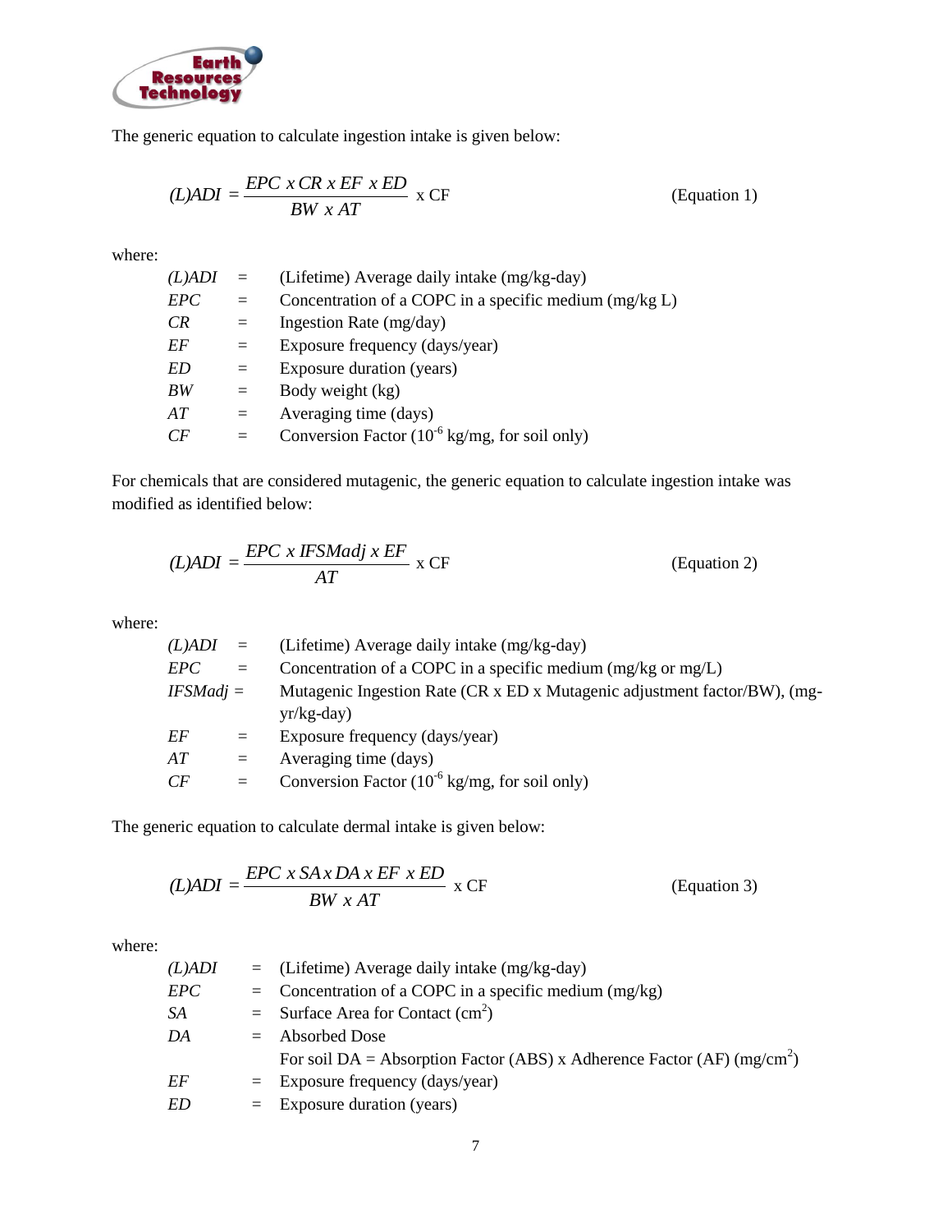The generic equation to calculate ingestion intake is given below:

$$(L)ADI = \frac{EPC \ x \ CR \ x \ EF \ x \ ED}{BW \ x \ AT} \text{ x CF} \qquad \text{(Equation 1)}$$

where:

| | | |
|---|---|---|
| *(L)ADI* | = | (Lifetime) Average daily intake (mg/kg-day) |
| *EPC* | = | Concentration of a COPC in a specific medium (mg/kg L) |
| *CR* | = | Ingestion Rate (mg/day) |
| *EF* | = | Exposure frequency (days/year) |
| *ED* | = | Exposure duration (years) |
| *BW* | = | Body weight (kg) |
| *AT* | = | Averaging time (days) |
| *CF* | = | Conversion Factor ($10^{-6}$ kg/mg, for soil only) |

For chemicals that are considered mutagenic, the generic equation to calculate ingestion intake was modified as identified below:

$$(L)ADI = \frac{EPC \ x \ IFSMadj \ x \ EF}{AT} \text{ x CF} \qquad \text{(Equation 2)}$$

where:

| | | |
|---|---|---|
| *(L)ADI* | = | (Lifetime) Average daily intake (mg/kg-day) |
| *EPC* | = | Concentration of a COPC in a specific medium (mg/kg or mg/L) |
| *IFSMadj* | = | Mutagenic Ingestion Rate (CR x ED x Mutagenic adjustment factor/BW), (mg-yr/kg-day) |
| *EF* | = | Exposure frequency (days/year) |
| *AT* | = | Averaging time (days) |
| *CF* | = | Conversion Factor ($10^{-6}$ kg/mg, for soil only) |

The generic equation to calculate dermal intake is given below:

$$(L)ADI = \frac{EPC \ x \ SA \ x \ DA \ x \ EF \ x \ ED}{BW \ x \ AT} \text{ x CF} \qquad \text{(Equation 3)}$$

where:

| | | |
|---|---|---|
| *(L)ADI* | = | (Lifetime) Average daily intake (mg/kg-day) |
| *EPC* | = | Concentration of a COPC in a specific medium (mg/kg) |
| *SA* | = | Surface Area for Contact ($cm^2$) |
| *DA* | = | Absorbed Dose |
| | | For soil DA = Absorption Factor (ABS) x Adherence Factor (AF) ($mg/cm^2$) |
| *EF* | = | Exposure frequency (days/year) |
| *ED* | = | Exposure duration (years) |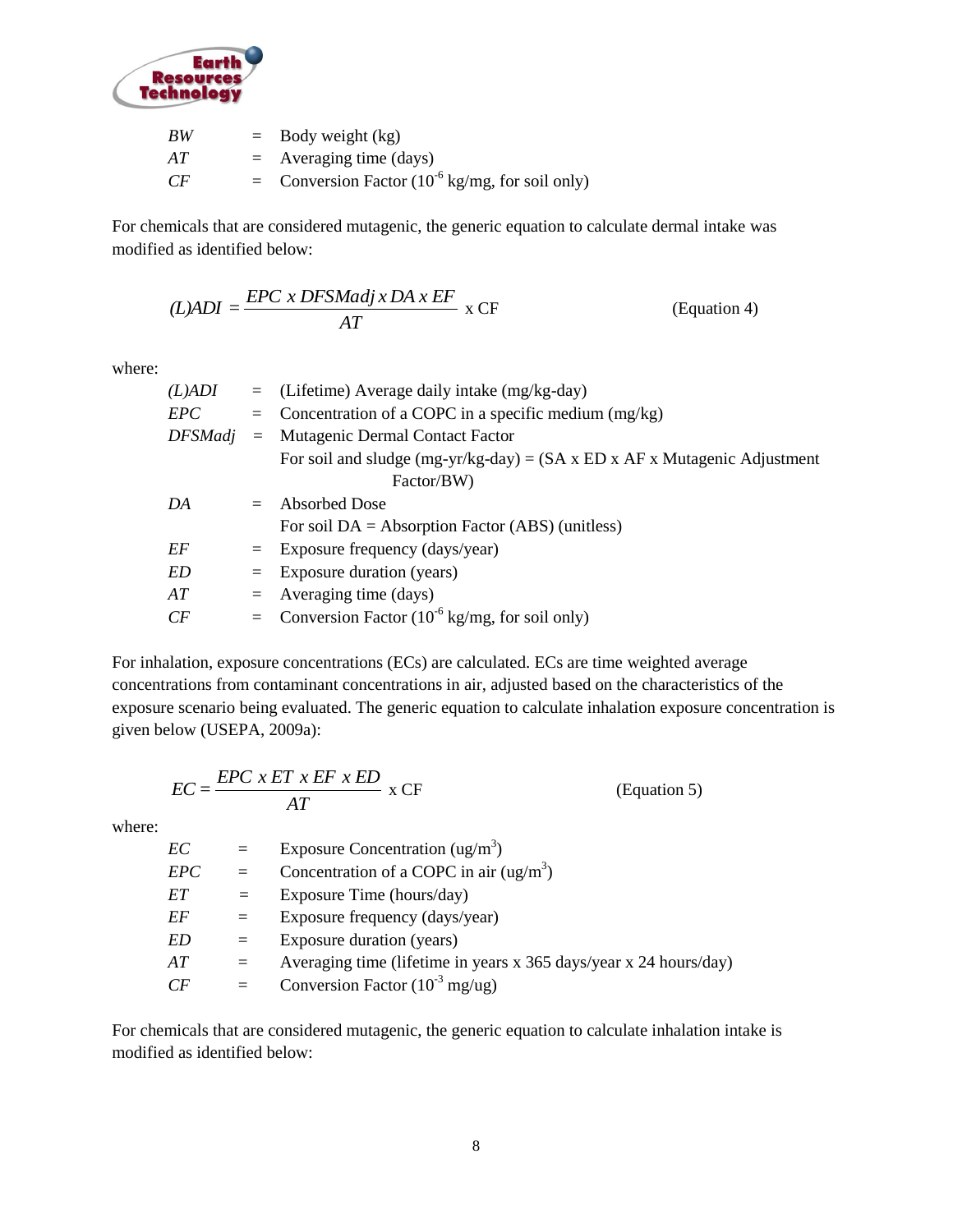| | | |
|---|---|---|
| *BW* | = | Body weight (kg) |
| *AT* | = | Averaging time (days) |
| *CF* | = | Conversion Factor ($10^{-6}$ kg/mg, for soil only) |

For chemicals that are considered mutagenic, the generic equation to calculate dermal intake was modified as identified below:

$$(L)ADI = \frac{EPC \ x \ DFSMadj \ x \ DA \ x \ EF}{AT} \text{ x CF} \qquad \text{(Equation 4)}$$

where:

| | | |
|---|---|---|
| *(L)ADI* | = | (Lifetime) Average daily intake (mg/kg-day) |
| *EPC* | = | Concentration of a COPC in a specific medium (mg/kg) |
| *DFSMadj* | = | Mutagenic Dermal Contact Factor<br>For soil and sludge (mg-yr/kg-day) = (SA x ED x AF x Mutagenic Adjustment Factor/BW) |
| *DA* | = | Absorbed Dose<br>For soil DA = Absorption Factor (ABS) (unitless) |
| *EF* | = | Exposure frequency (days/year) |
| *ED* | = | Exposure duration (years) |
| *AT* | = | Averaging time (days) |
| *CF* | = | Conversion Factor ($10^{-6}$ kg/mg, for soil only) |

For inhalation, exposure concentrations (ECs) are calculated. ECs are time weighted average concentrations from contaminant concentrations in air, adjusted based on the characteristics of the exposure scenario being evaluated. The generic equation to calculate inhalation exposure concentration is given below (USEPA, 2009a):

$$EC = \frac{EPC \ x \ ET \ x \ EF \ x \ ED}{AT} \text{ x CF} \qquad \text{(Equation 5)}$$

where:

| | | |
|---|---|---|
| *EC* | = | Exposure Concentration (ug/m$^3$) |
| *EPC* | = | Concentration of a COPC in air (ug/m$^3$) |
| *ET* | = | Exposure Time (hours/day) |
| *EF* | = | Exposure frequency (days/year) |
| *ED* | = | Exposure duration (years) |
| *AT* | = | Averaging time (lifetime in years x 365 days/year x 24 hours/day) |
| *CF* | = | Conversion Factor ($10^{-3}$ mg/ug) |

For chemicals that are considered mutagenic, the generic equation to calculate inhalation intake is modified as identified below: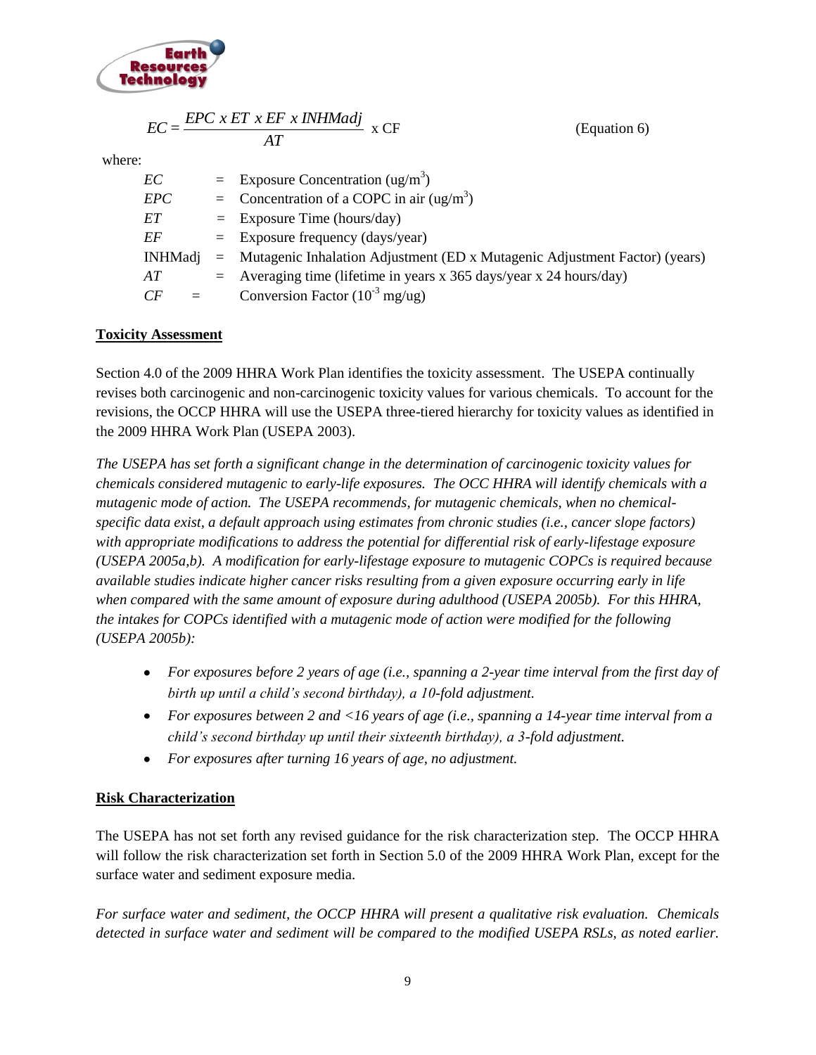$$EC = \frac{EPC \ x \ ET \ x \ EF \ x \ INHMadj}{AT} \ \text{x CF} \qquad \text{(Equation 6)}$$

where:

| | | |
|---|---|---|
| $EC$ | = | Exposure Concentration (ug/m$^3$) |
| $EPC$ | = | Concentration of a COPC in air (ug/m$^3$) |
| $ET$ | = | Exposure Time (hours/day) |
| $EF$ | = | Exposure frequency (days/year) |
| INHMadj | = | Mutagenic Inhalation Adjustment (ED x Mutagenic Adjustment Factor) (years) |
| $AT$ | = | Averaging time (lifetime in years x 365 days/year x 24 hours/day) |
| $CF$ | = | Conversion Factor ($10^{-3}$ mg/ug) |

**Toxicity Assessment**

Section 4.0 of the 2009 HHRA Work Plan identifies the toxicity assessment. The USEPA continually revises both carcinogenic and non-carcinogenic toxicity values for various chemicals. To account for the revisions, the OCCP HHRA will use the USEPA three-tiered hierarchy for toxicity values as identified in the 2009 HHRA Work Plan (USEPA 2003).

*The USEPA has set forth a significant change in the determination of carcinogenic toxicity values for chemicals considered mutagenic to early-life exposures. The OCC HHRA will identify chemicals with a mutagenic mode of action. The USEPA recommends, for mutagenic chemicals, when no chemical-specific data exist, a default approach using estimates from chronic studies (i.e., cancer slope factors) with appropriate modifications to address the potential for differential risk of early-lifestage exposure (USEPA 2005a,b). A modification for early-lifestage exposure to mutagenic COPCs is required because available studies indicate higher cancer risks resulting from a given exposure occurring early in life when compared with the same amount of exposure during adulthood (USEPA 2005b). For this HHRA, the intakes for COPCs identified with a mutagenic mode of action were modified for the following (USEPA 2005b):*

- *For exposures before 2 years of age (i.e., spanning a 2-year time interval from the first day of birth up until a child's second birthday), a 10-fold adjustment.*
- *For exposures between 2 and <16 years of age (i.e., spanning a 14-year time interval from a child's second birthday up until their sixteenth birthday), a 3-fold adjustment.*
- *For exposures after turning 16 years of age, no adjustment.*

**Risk Characterization**

The USEPA has not set forth any revised guidance for the risk characterization step. The OCCP HHRA will follow the risk characterization set forth in Section 5.0 of the 2009 HHRA Work Plan, except for the surface water and sediment exposure media.

*For surface water and sediment, the OCCP HHRA will present a qualitative risk evaluation. Chemicals detected in surface water and sediment will be compared to the modified USEPA RSLs, as noted earlier.*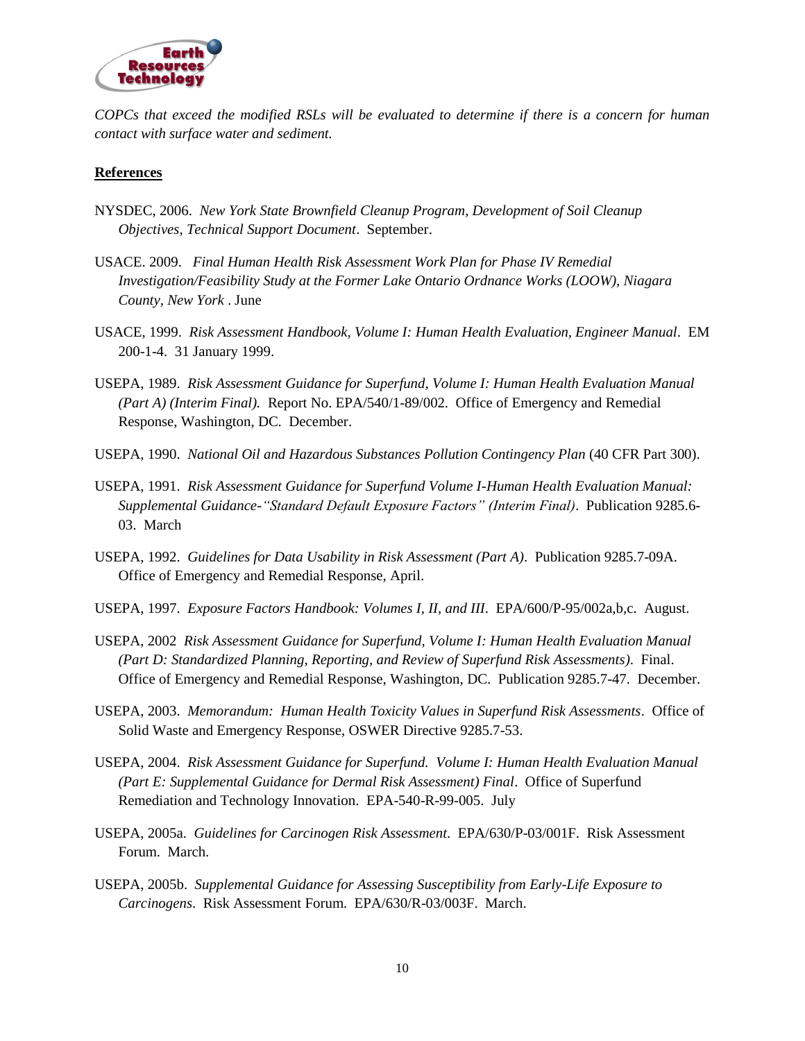*COPCs that exceed the modified RSLs will be evaluated to determine if there is a concern for human contact with surface water and sediment.*

**References**

NYSDEC, 2006. *New York State Brownfield Cleanup Program, Development of Soil Cleanup Objectives, Technical Support Document*. September.

USACE. 2009. *Final Human Health Risk Assessment Work Plan for Phase IV Remedial Investigation/Feasibility Study at the Former Lake Ontario Ordnance Works (LOOW), Niagara County, New York* . June

USACE, 1999. *Risk Assessment Handbook, Volume I: Human Health Evaluation, Engineer Manual*. EM 200-1-4. 31 January 1999.

USEPA, 1989. *Risk Assessment Guidance for Superfund, Volume I: Human Health Evaluation Manual (Part A) (Interim Final).* Report No. EPA/540/1-89/002. Office of Emergency and Remedial Response, Washington, DC. December.

USEPA, 1990. *National Oil and Hazardous Substances Pollution Contingency Plan* (40 CFR Part 300).

USEPA, 1991. *Risk Assessment Guidance for Superfund Volume I-Human Health Evaluation Manual: Supplemental Guidance-"Standard Default Exposure Factors" (Interim Final)*. Publication 9285.6-03. March

USEPA, 1992. *Guidelines for Data Usability in Risk Assessment (Part A)*. Publication 9285.7-09A. Office of Emergency and Remedial Response, April.

USEPA, 1997. *Exposure Factors Handbook: Volumes I, II, and III*. EPA/600/P-95/002a,b,c. August.

USEPA, 2002 *Risk Assessment Guidance for Superfund, Volume I: Human Health Evaluation Manual (Part D: Standardized Planning, Reporting, and Review of Superfund Risk Assessments)*. Final. Office of Emergency and Remedial Response, Washington, DC. Publication 9285.7-47. December.

USEPA, 2003. *Memorandum: Human Health Toxicity Values in Superfund Risk Assessments*. Office of Solid Waste and Emergency Response, OSWER Directive 9285.7-53.

USEPA, 2004. *Risk Assessment Guidance for Superfund. Volume I: Human Health Evaluation Manual (Part E: Supplemental Guidance for Dermal Risk Assessment) Final*. Office of Superfund Remediation and Technology Innovation. EPA-540-R-99-005. July

USEPA, 2005a. *Guidelines for Carcinogen Risk Assessment*. EPA/630/P-03/001F. Risk Assessment Forum. March.

USEPA, 2005b. *Supplemental Guidance for Assessing Susceptibility from Early-Life Exposure to Carcinogens*. Risk Assessment Forum. EPA/630/R-03/003F. March.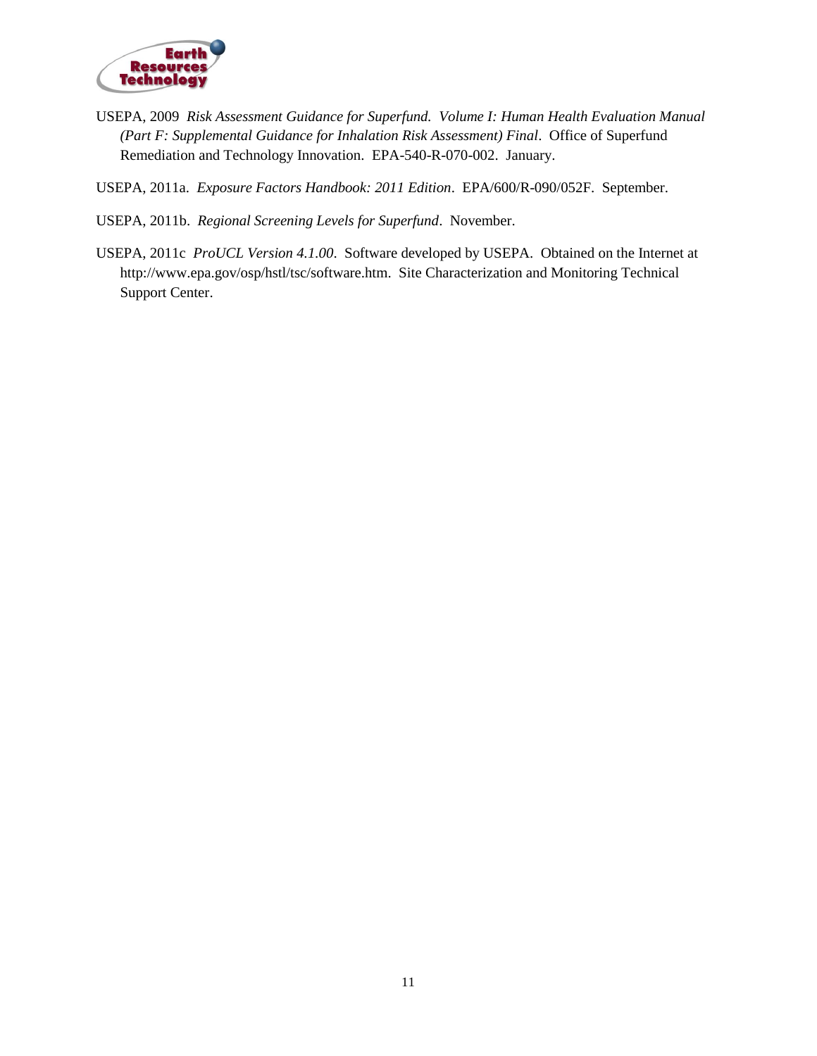USEPA, 2009 *Risk Assessment Guidance for Superfund. Volume I: Human Health Evaluation Manual (Part F: Supplemental Guidance for Inhalation Risk Assessment) Final*. Office of Superfund Remediation and Technology Innovation. EPA-540-R-070-002. January.

USEPA, 2011a. *Exposure Factors Handbook: 2011 Edition*. EPA/600/R-090/052F. September.

USEPA, 2011b. *Regional Screening Levels for Superfund*. November.

USEPA, 2011c *ProUCL Version 4.1.00*. Software developed by USEPA. Obtained on the Internet at http://www.epa.gov/osp/hstl/tsc/software.htm. Site Characterization and Monitoring Technical Support Center.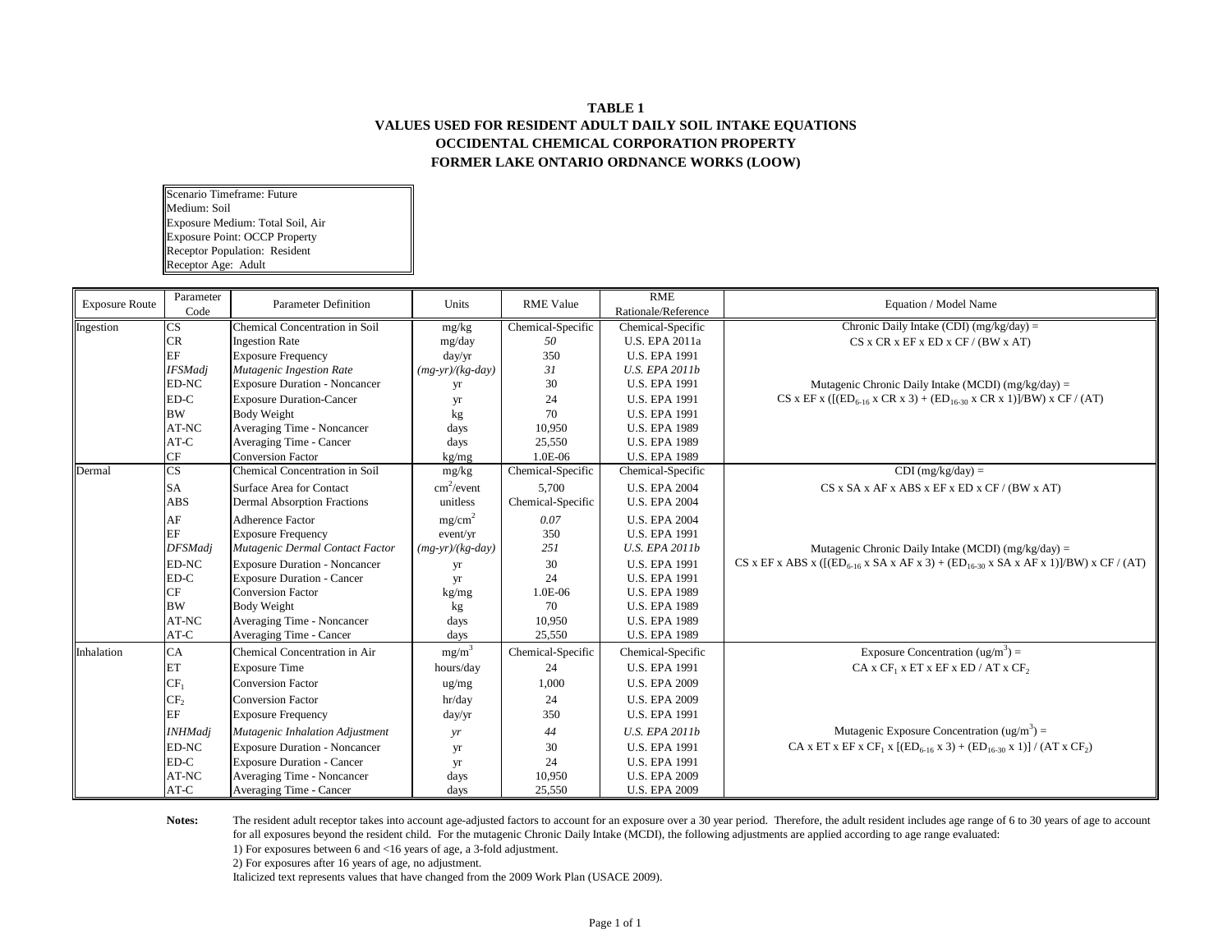# TABLE 1
## VALUES USED FOR RESIDENT ADULT DAILY SOIL INTAKE EQUATIONS
## OCCIDENTAL CHEMICAL CORPORATION PROPERTY
## FORMER LAKE ONTARIO ORDNANCE WORKS (LOOW)

Scenario Timeframe: Future
Medium: Soil
Exposure Medium: Total Soil, Air
Exposure Point: OCCP Property
Receptor Population: Resident
Receptor Age: Adult

| Exposure Route | Parameter Code | Parameter Definition | Units | RME Value | RME Rationale/Reference | Equation / Model Name |
|---|---|---|---|---|---|---|
| Ingestion | CS | Chemical Concentration in Soil | mg/kg | Chemical-Specific | Chemical-Specific | Chronic Daily Intake (CDI) (mg/kg/day) = |
| | CR | Ingestion Rate | mg/day | *50* | U.S. EPA 2011a | CS x CR x EF x ED x CF / (BW x AT) |
| | EF | Exposure Frequency | day/yr | 350 | U.S. EPA 1991 | |
| | *IFSMadj* | *Mutagenic Ingestion Rate* | *(mg-yr)/(kg-day)* | *31* | *U.S. EPA 2011b* | |
| | ED-NC | Exposure Duration - Noncancer | yr | 30 | U.S. EPA 1991 | Mutagenic Chronic Daily Intake (MCDI) (mg/kg/day) = |
| | ED-C | Exposure Duration-Cancer | yr | 24 | U.S. EPA 1991 | CS x EF x ([($ED_{6-16}$ x CR x 3) + ($ED_{16-30}$ x CR x 1)]/BW) x CF / (AT) |
| | BW | Body Weight | kg | 70 | U.S. EPA 1991 | |
| | AT-NC | Averaging Time - Noncancer | days | 10,950 | U.S. EPA 1989 | |
| | AT-C | Averaging Time - Cancer | days | 25,550 | U.S. EPA 1989 | |
| | CF | Conversion Factor | kg/mg | 1.0E-06 | U.S. EPA 1989 | |
| Dermal | CS | Chemical Concentration in Soil | mg/kg | Chemical-Specific | Chemical-Specific | CDI (mg/kg/day) = |
| | SA | Surface Area for Contact | $cm^2$/event | 5,700 | U.S. EPA 2004 | CS x SA x AF x ABS x EF x ED x CF / (BW x AT) |
| | ABS | Dermal Absorption Fractions | unitless | Chemical-Specific | U.S. EPA 2004 | |
| | AF | Adherence Factor | $mg/cm^2$ | *0.07* | U.S. EPA 2004 | |
| | EF | Exposure Frequency | event/yr | 350 | U.S. EPA 1991 | |
| | *DFSMadj* | *Mutagenic Dermal Contact Factor* | *(mg-yr)/(kg-day)* | *251* | *U.S. EPA 2011b* | Mutagenic Chronic Daily Intake (MCDI) (mg/kg/day) = |
| | ED-NC | Exposure Duration - Noncancer | yr | 30 | U.S. EPA 1991 | CS x EF x ABS x ([($ED_{6-16}$ x SA x AF x 3) + ($ED_{16-30}$ x SA x AF x 1)]/BW) x CF / (AT) |
| | ED-C | Exposure Duration - Cancer | yr | 24 | U.S. EPA 1991 | |
| | CF | Conversion Factor | kg/mg | 1.0E-06 | U.S. EPA 1989 | |
| | BW | Body Weight | kg | 70 | U.S. EPA 1991 | |
| | AT-NC | Averaging Time - Noncancer | days | 10,950 | U.S. EPA 1989 | |
| | AT-C | Averaging Time - Cancer | days | 25,550 | U.S. EPA 1989 | |
| Inhalation | CA | Chemical Concentration in Air | $mg/m^3$ | Chemical-Specific | Chemical-Specific | Exposure Concentration ($ug/m^3$) = |
| | ET | Exposure Time | hours/day | 24 | U.S. EPA 1991 | CA x $CF_1$ x ET x EF x ED / AT x $CF_2$ |
| | $CF_1$ | Conversion Factor | ug/mg | 1,000 | U.S. EPA 2009 | |
| | $CF_2$ | Conversion Factor | hr/day | 24 | U.S. EPA 2009 | |
| | EF | Exposure Frequency | day/yr | 350 | U.S. EPA 1991 | |
| | *INHMadj* | *Mutagenic Inhalation Adjustment* | *yr* | *44* | *U.S. EPA 2011b* | Mutagenic Exposure Concentration ($ug/m^3$) = |
| | ED-NC | Exposure Duration - Noncancer | yr | 30 | U.S. EPA 1991 | CA x ET x EF x $CF_1$ x [($ED_{6-16}$ x 3) + ($ED_{16-30}$ x 1)] / (AT x $CF_2$) |
| | ED-C | Exposure Duration - Cancer | yr | 24 | U.S. EPA 1991 | |
| | AT-NC | Averaging Time - Noncancer | days | 10,950 | U.S. EPA 2009 | |
| | AT-C | Averaging Time - Cancer | days | 25,550 | U.S. EPA 2009 | |

**Notes:** The resident adult receptor takes into account age-adjusted factors to account for an exposure over a 30 year period. Therefore, the adult resident includes age range of 6 to 30 years of age to account for all exposures beyond the resident child. For the mutagenic Chronic Daily Intake (MCDI), the following adjustments are applied according to age range evaluated:

1) For exposures between 6 and <16 years of age, a 3-fold adjustment.

2) For exposures after 16 years of age, no adjustment.

Italicized text represents values that have changed from the 2009 Work Plan (USACE 2009).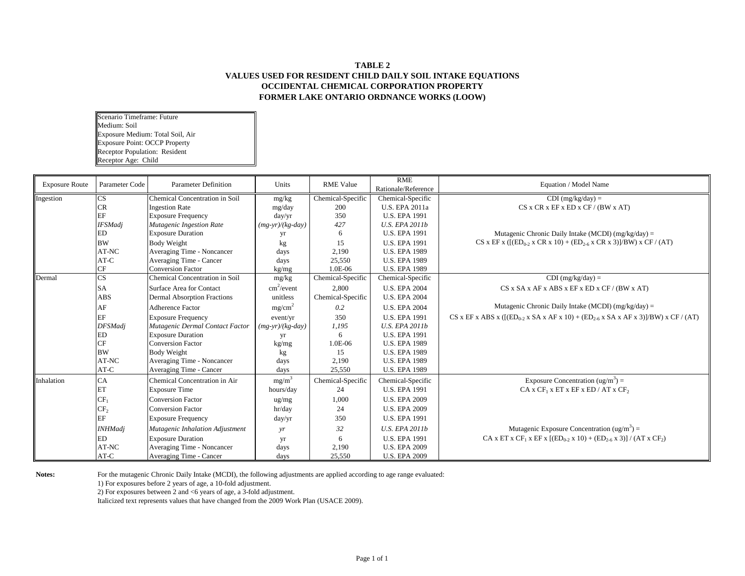# TABLE 2
## VALUES USED FOR RESIDENT CHILD DAILY SOIL INTAKE EQUATIONS
## OCCIDENTAL CHEMICAL CORPORATION PROPERTY
## FORMER LAKE ONTARIO ORDNANCE WORKS (LOOW)

Scenario Timeframe: Future
Medium: Soil
Exposure Medium: Total Soil, Air
Exposure Point: OCCP Property
Receptor Population: Resident
Receptor Age: Child

| Exposure Route | Parameter Code | Parameter Definition | Units | RME Value | RME Rationale/Reference | Equation / Model Name |
|---|---|---|---|---|---|---|
| Ingestion | CS | Chemical Concentration in Soil | mg/kg | Chemical-Specific | Chemical-Specific | CDI (mg/kg/day) = |
| | CR | Ingestion Rate | mg/day | 200 | U.S. EPA 2011a | CS x CR x EF x ED x CF / (BW x AT) |
| | EF | Exposure Frequency | day/yr | 350 | U.S. EPA 1991 | |
| | *IFSMadj* | *Mutagenic Ingestion Rate* | *(mg-yr)/(kg-day)* | *427* | *U.S. EPA 2011b* | |
| | ED | Exposure Duration | yr | 6 | U.S. EPA 1991 | Mutagenic Chronic Daily Intake (MCDI) (mg/kg/day) = |
| | BW | Body Weight | kg | 15 | U.S. EPA 1991 | CS x EF x ([($ED_{0-2}$ x CR x 10) + ($ED_{2-6}$ x CR x 3)]/BW) x CF / (AT) |
| | AT-NC | Averaging Time - Noncancer | days | 2,190 | U.S. EPA 1989 | |
| | AT-C | Averaging Time - Cancer | days | 25,550 | U.S. EPA 1989 | |
| | CF | Conversion Factor | kg/mg | 1.0E-06 | U.S. EPA 1989 | |
| Dermal | CS | Chemical Concentration in Soil | mg/kg | Chemical-Specific | Chemical-Specific | CDI (mg/kg/day) = |
| | SA | Surface Area for Contact | $cm^2$/event | 2,800 | U.S. EPA 2004 | CS x SA x AF x ABS x EF x ED x CF / (BW x AT) |
| | ABS | Dermal Absorption Fractions | unitless | Chemical-Specific | U.S. EPA 2004 | |
| | AF | Adherence Factor | $mg/cm^2$ | *0.2* | U.S. EPA 2004 | Mutagenic Chronic Daily Intake (MCDI) (mg/kg/day) = |
| | EF | Exposure Frequency | event/yr | 350 | U.S. EPA 1991 | CS x EF x ABS x ([($ED_{0-2}$ x SA x AF x 10) + ($ED_{2-6}$ x SA x AF x 3)]/BW) x CF / (AT) |
| | *DFSMadj* | *Mutagenic Dermal Contact Factor* | *(mg-yr)/(kg-day)* | *1,195* | *U.S. EPA 2011b* | |
| | ED | Exposure Duration | yr | 6 | U.S. EPA 1991 | |
| | CF | Conversion Factor | kg/mg | 1.0E-06 | U.S. EPA 1989 | |
| | BW | Body Weight | kg | 15 | U.S. EPA 1989 | |
| | AT-NC | Averaging Time - Noncancer | days | 2,190 | U.S. EPA 1989 | |
| | AT-C | Averaging Time - Cancer | days | 25,550 | U.S. EPA 1989 | |
| Inhalation | CA | Chemical Concentration in Air | $mg/m^3$ | Chemical-Specific | Chemical-Specific | Exposure Concentration ($ug/m^3$) = |
| | ET | Exposure Time | hours/day | 24 | U.S. EPA 1991 | CA x $CF_1$ x ET x EF x ED / AT x $CF_2$ |
| | $CF_1$ | Conversion Factor | ug/mg | 1,000 | U.S. EPA 2009 | |
| | $CF_2$ | Conversion Factor | hr/day | 24 | U.S. EPA 2009 | |
| | EF | Exposure Frequency | day/yr | 350 | U.S. EPA 1991 | |
| | *INHMadj* | *Mutagenic Inhalation Adjustment* | *yr* | *32* | *U.S. EPA 2011b* | Mutagenic Exposure Concentration ($ug/m^3$) = |
| | ED | Exposure Duration | yr | 6 | U.S. EPA 1991 | CA x ET x $CF_1$ x EF x [($ED_{0-2}$ x 10) + ($ED_{2-6}$ x 3)] / (AT x $CF_2$) |
| | AT-NC | Averaging Time - Noncancer | days | 2,190 | U.S. EPA 2009 | |
| | AT-C | Averaging Time - Cancer | days | 25,550 | U.S. EPA 2009 | |

**Notes:** For the mutagenic Chronic Daily Intake (MCDI), the following adjustments are applied according to age range evaluated:

1) For exposures before 2 years of age, a 10-fold adjustment.

2) For exposures between 2 and <6 years of age, a 3-fold adjustment.

Italicized text represents values that have changed from the 2009 Work Plan (USACE 2009).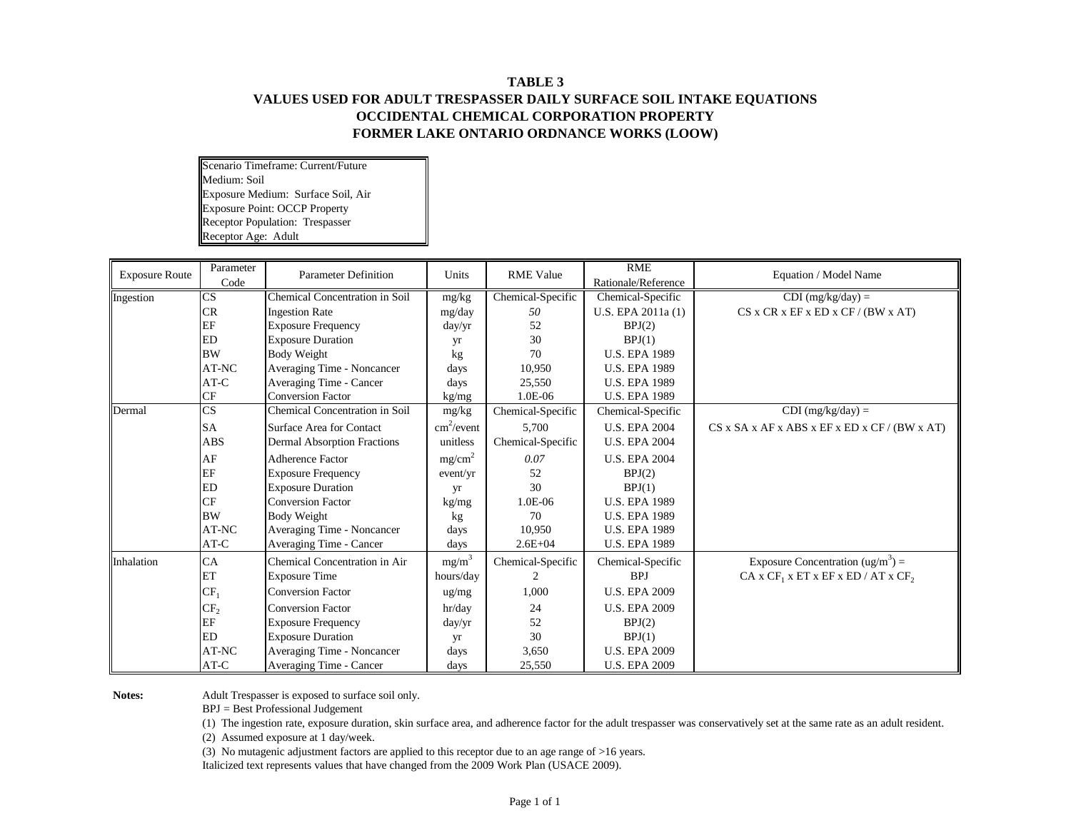# TABLE 3
# VALUES USED FOR ADULT TRESPASSER DAILY SURFACE SOIL INTAKE EQUATIONS
# OCCIDENTAL CHEMICAL CORPORATION PROPERTY
# FORMER LAKE ONTARIO ORDNANCE WORKS (LOOW)

Scenario Timeframe: Current/Future
Medium: Soil
Exposure Medium: Surface Soil, Air
Exposure Point: OCCP Property
Receptor Population: Trespasser
Receptor Age: Adult

| Exposure Route | Parameter Code | Parameter Definition | Units | RME Value | RME Rationale/Reference | Equation / Model Name |
|---|---|---|---|---|---|---|
| Ingestion | CS | Chemical Concentration in Soil | mg/kg | Chemical-Specific | Chemical-Specific | CDI (mg/kg/day) = |
| | CR | Ingestion Rate | mg/day | *50* | U.S. EPA 2011a (1) | CS x CR x EF x ED x CF / (BW x AT) |
| | EF | Exposure Frequency | day/yr | 52 | BPJ(2) | |
| | ED | Exposure Duration | yr | 30 | BPJ(1) | |
| | BW | Body Weight | kg | 70 | U.S. EPA 1989 | |
| | AT-NC | Averaging Time - Noncancer | days | 10,950 | U.S. EPA 1989 | |
| | AT-C | Averaging Time - Cancer | days | 25,550 | U.S. EPA 1989 | |
| | CF | Conversion Factor | kg/mg | 1.0E-06 | U.S. EPA 1989 | |
| Dermal | CS | Chemical Concentration in Soil | mg/kg | Chemical-Specific | Chemical-Specific | CDI (mg/kg/day) = |
| | SA | Surface Area for Contact | $cm^2$/event | 5,700 | U.S. EPA 2004 | CS x SA x AF x ABS x EF x ED x CF / (BW x AT) |
| | ABS | Dermal Absorption Fractions | unitless | Chemical-Specific | U.S. EPA 2004 | |
| | AF | Adherence Factor | $mg/cm^2$ | *0.07* | U.S. EPA 2004 | |
| | EF | Exposure Frequency | event/yr | 52 | BPJ(2) | |
| | ED | Exposure Duration | yr | 30 | BPJ(1) | |
| | CF | Conversion Factor | kg/mg | 1.0E-06 | U.S. EPA 1989 | |
| | BW | Body Weight | kg | 70 | U.S. EPA 1989 | |
| | AT-NC | Averaging Time - Noncancer | days | 10,950 | U.S. EPA 1989 | |
| | AT-C | Averaging Time - Cancer | days | 2.6E+04 | U.S. EPA 1989 | |
| Inhalation | CA | Chemical Concentration in Air | $mg/m^3$ | Chemical-Specific | Chemical-Specific | Exposure Concentration ($ug/m^3$) = |
| | ET | Exposure Time | hours/day | 2 | BPJ | CA x $CF_1$ x ET x EF x ED / AT x $CF_2$ |
| | $CF_1$ | Conversion Factor | ug/mg | 1,000 | U.S. EPA 2009 | |
| | $CF_2$ | Conversion Factor | hr/day | 24 | U.S. EPA 2009 | |
| | EF | Exposure Frequency | day/yr | 52 | BPJ(2) | |
| | ED | Exposure Duration | yr | 30 | BPJ(1) | |
| | AT-NC | Averaging Time - Noncancer | days | 3,650 | U.S. EPA 2009 | |
| | AT-C | Averaging Time - Cancer | days | 25,550 | U.S. EPA 2009 | |

**Notes:**

Adult Trespasser is exposed to surface soil only.

BPJ = Best Professional Judgement

(1) The ingestion rate, exposure duration, skin surface area, and adherence factor for the adult trespasser was conservatively set at the same rate as an adult resident.

(2) Assumed exposure at 1 day/week.

(3) No mutagenic adjustment factors are applied to this receptor due to an age range of >16 years.

Italicized text represents values that have changed from the 2009 Work Plan (USACE 2009).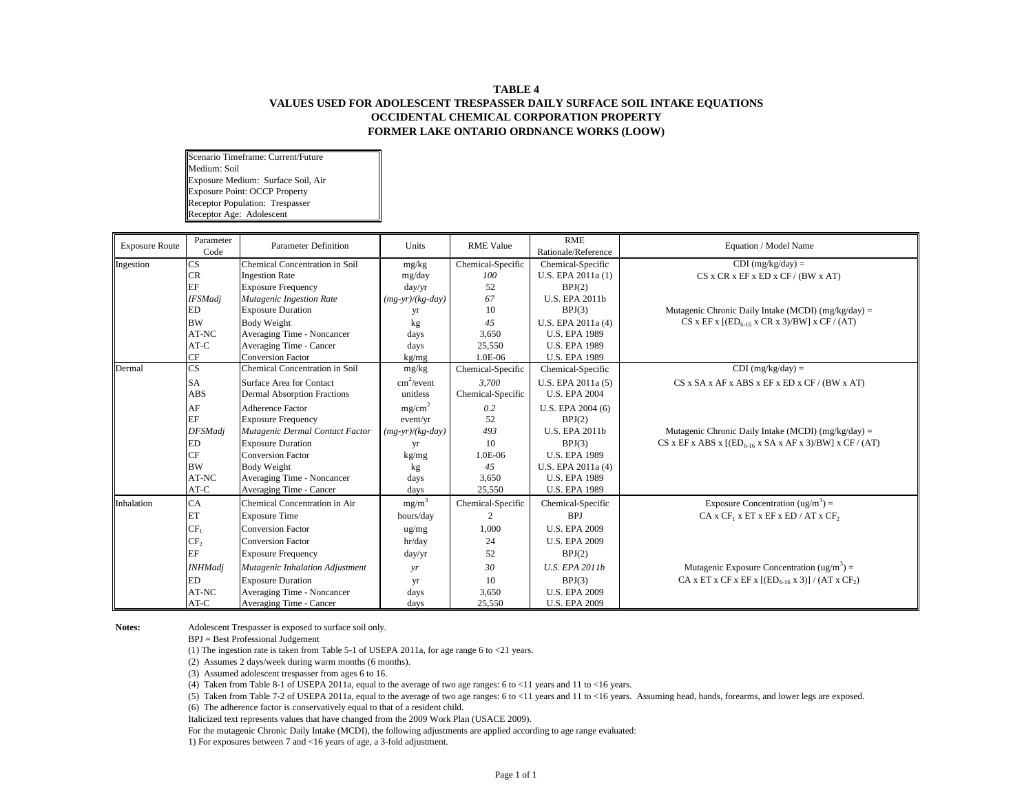# TABLE 4
## VALUES USED FOR ADOLESCENT TRESPASSER DAILY SURFACE SOIL INTAKE EQUATIONS
## OCCIDENTAL CHEMICAL CORPORATION PROPERTY
## FORMER LAKE ONTARIO ORDNANCE WORKS (LOOW)

| Scenario Timeframe: Current/Future |
|---|
| Medium: Soil |
| Exposure Medium: Surface Soil, Air |
| Exposure Point: OCCP Property |
| Receptor Population: Trespasser |
| Receptor Age: Adolescent |

| Exposure Route | Parameter Code | Parameter Definition | Units | RME Value | RME Rationale/Reference | Equation / Model Name |
|---|---|---|---|---|---|---|
| Ingestion | CS | Chemical Concentration in Soil | mg/kg | Chemical-Specific | Chemical-Specific | CDI (mg/kg/day) = |
| | CR | Ingestion Rate | mg/day | *100* | U.S. EPA 2011a (1) | CS x CR x EF x ED x CF / (BW x AT) |
| | EF | Exposure Frequency | day/yr | 52 | BPJ(2) | |
| | *IFSMadj* | *Mutagenic Ingestion Rate* | *(mg-yr)/(kg-day)* | *67* | U.S. EPA 2011b | |
| | ED | Exposure Duration | yr | 10 | BPJ(3) | Mutagenic Chronic Daily Intake (MCDI) (mg/kg/day) = |
| | BW | Body Weight | kg | *45* | U.S. EPA 2011a (4) | CS x EF x [($ED_{6\text{-}16}$ x CR x 3)/BW] x CF / (AT) |
| | AT-NC | Averaging Time - Noncancer | days | 3,650 | U.S. EPA 1989 | |
| | AT-C | Averaging Time - Cancer | days | 25,550 | U.S. EPA 1989 | |
| | CF | Conversion Factor | kg/mg | 1.0E-06 | U.S. EPA 1989 | |
| Dermal | CS | Chemical Concentration in Soil | mg/kg | Chemical-Specific | Chemical-Specific | CDI (mg/kg/day) = |
| | SA | Surface Area for Contact | $cm^2$/event | *3,700* | U.S. EPA 2011a (5) | CS x SA x AF x ABS x EF x ED x CF / (BW x AT) |
| | ABS | Dermal Absorption Fractions | unitless | Chemical-Specific | U.S. EPA 2004 | |
| | AF | Adherence Factor | mg/$cm^2$ | *0.2* | U.S. EPA 2004 (6) | |
| | EF | Exposure Frequency | event/yr | 52 | BPJ(2) | |
| | *DFSMadj* | *Mutagenic Dermal Contact Factor* | *(mg-yr)/(kg-day)* | *493* | U.S. EPA 2011b | Mutagenic Chronic Daily Intake (MCDI) (mg/kg/day) = |
| | ED | Exposure Duration | yr | 10 | BPJ(3) | CS x EF x ABS x [($ED_{6\text{-}16}$ x SA x AF x 3)/BW] x CF / (AT) |
| | CF | Conversion Factor | kg/mg | 1.0E-06 | U.S. EPA 1989 | |
| | BW | Body Weight | kg | *45* | U.S. EPA 2011a (4) | |
| | AT-NC | Averaging Time - Noncancer | days | 3,650 | U.S. EPA 1989 | |
| | AT-C | Averaging Time - Cancer | days | 25,550 | U.S. EPA 1989 | |
| Inhalation | CA | Chemical Concentration in Air | $mg/m^3$ | Chemical-Specific | Chemical-Specific | Exposure Concentration ($ug/m^3$) = |
| | ET | Exposure Time | hours/day | 2 | BPJ | CA x $CF_1$ x ET x EF x ED / AT x $CF_2$ |
| | $CF_1$ | Conversion Factor | ug/mg | 1,000 | U.S. EPA 2009 | |
| | $CF_2$ | Conversion Factor | hr/day | 24 | U.S. EPA 2009 | |
| | EF | Exposure Frequency | day/yr | 52 | BPJ(2) | |
| | *INHMadj* | *Mutagenic Inhalation Adjustment* | *yr* | *30* | *U.S. EPA 2011b* | Mutagenic Exposure Concentration ($ug/m^3$) = |
| | ED | Exposure Duration | yr | 10 | BPJ(3) | CA x ET x CF x EF x [($ED_{6\text{-}16}$ x 3)] / (AT x $CF_2$) |
| | AT-NC | Averaging Time - Noncancer | days | 3,650 | U.S. EPA 2009 | |
| | AT-C | Averaging Time - Cancer | days | 25,550 | U.S. EPA 2009 | |

**Notes:**

Adolescent Trespasser is exposed to surface soil only.

BPJ = Best Professional Judgement

(1) The ingestion rate is taken from Table 5-1 of USEPA 2011a, for age range 6 to <21 years.

(2) Assumes 2 days/week during warm months (6 months).

(3) Assumed adolescent trespasser from ages 6 to 16.

(4) Taken from Table 8-1 of USEPA 2011a, equal to the average of two age ranges: 6 to <11 years and 11 to <16 years.

(5) Taken from Table 7-2 of USEPA 2011a, equal to the average of two age ranges: 6 to <11 years and 11 to <16 years. Assuming head, hands, forearms, and lower legs are exposed.

(6) The adherence factor is conservatively equal to that of a resident child.

Italicized text represents values that have changed from the 2009 Work Plan (USACE 2009).

For the mutagenic Chronic Daily Intake (MCDI), the following adjustments are applied according to age range evaluated:

1) For exposures between 7 and <16 years of age, a 3-fold adjustment.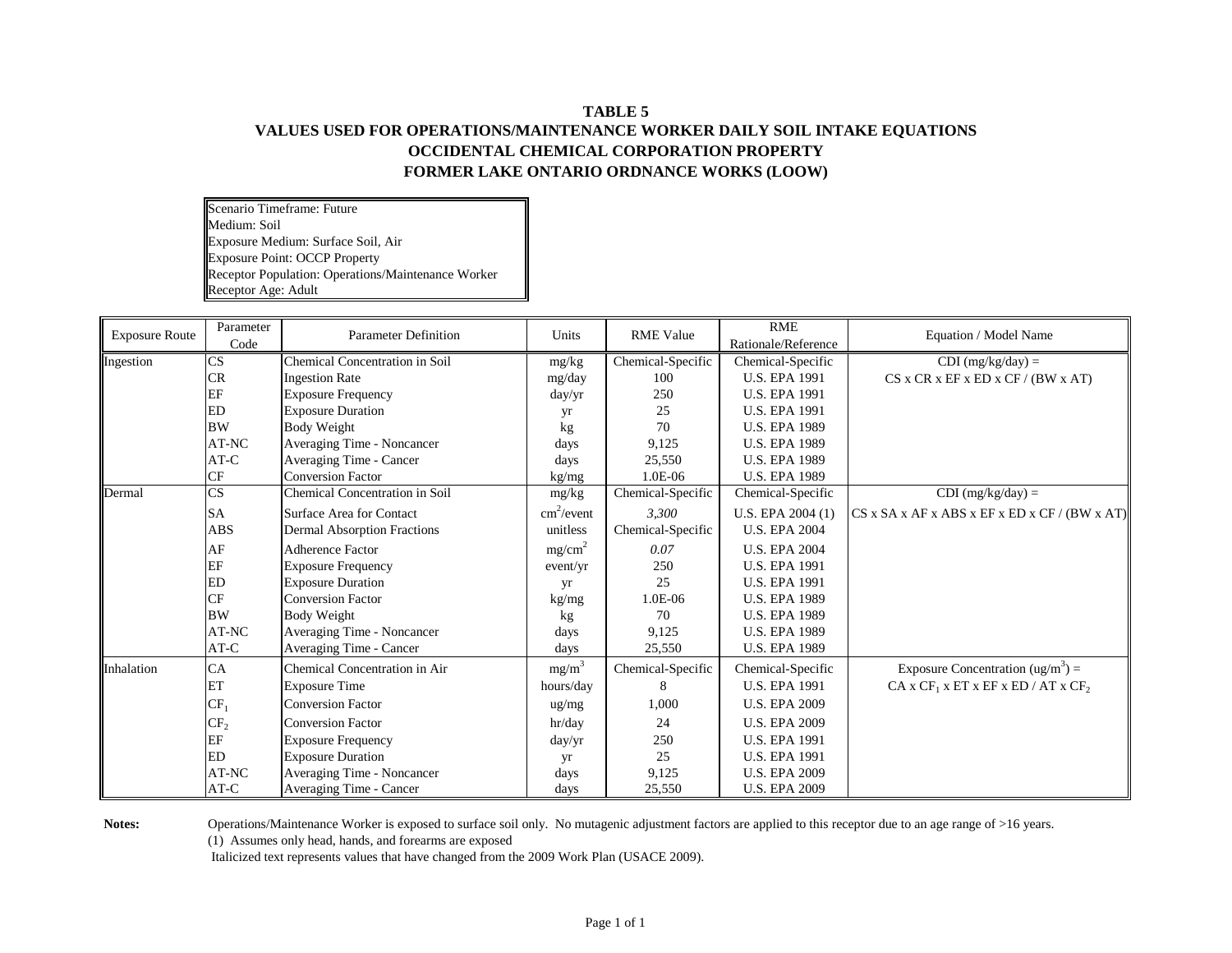# TABLE 5
## VALUES USED FOR OPERATIONS/MAINTENANCE WORKER DAILY SOIL INTAKE EQUATIONS
## OCCIDENTAL CHEMICAL CORPORATION PROPERTY
## FORMER LAKE ONTARIO ORDNANCE WORKS (LOOW)

Scenario Timeframe: Future
Medium: Soil
Exposure Medium: Surface Soil, Air
Exposure Point: OCCP Property
Receptor Population: Operations/Maintenance Worker
Receptor Age: Adult

| Exposure Route | Parameter Code | Parameter Definition | Units | RME Value | RME Rationale/Reference | Equation / Model Name |
|---|---|---|---|---|---|---|
| Ingestion | CS | Chemical Concentration in Soil | mg/kg | Chemical-Specific | Chemical-Specific | CDI (mg/kg/day) = |
| | CR | Ingestion Rate | mg/day | 100 | U.S. EPA 1991 | CS x CR x EF x ED x CF / (BW x AT) |
| | EF | Exposure Frequency | day/yr | 250 | U.S. EPA 1991 | |
| | ED | Exposure Duration | yr | 25 | U.S. EPA 1991 | |
| | BW | Body Weight | kg | 70 | U.S. EPA 1989 | |
| | AT-NC | Averaging Time - Noncancer | days | 9,125 | U.S. EPA 1989 | |
| | AT-C | Averaging Time - Cancer | days | 25,550 | U.S. EPA 1989 | |
| | CF | Conversion Factor | kg/mg | 1.0E-06 | U.S. EPA 1989 | |
| Dermal | CS | Chemical Concentration in Soil | mg/kg | Chemical-Specific | Chemical-Specific | CDI (mg/kg/day) = |
| | SA | Surface Area for Contact | $cm^2$/event | *3,300* | U.S. EPA 2004 (1) | CS x SA x AF x ABS x EF x ED x CF / (BW x AT) |
| | ABS | Dermal Absorption Fractions | unitless | Chemical-Specific | U.S. EPA 2004 | |
| | AF | Adherence Factor | $mg/cm^2$ | *0.07* | U.S. EPA 2004 | |
| | EF | Exposure Frequency | event/yr | 250 | U.S. EPA 1991 | |
| | ED | Exposure Duration | yr | 25 | U.S. EPA 1991 | |
| | CF | Conversion Factor | kg/mg | 1.0E-06 | U.S. EPA 1989 | |
| | BW | Body Weight | kg | 70 | U.S. EPA 1989 | |
| | AT-NC | Averaging Time - Noncancer | days | 9,125 | U.S. EPA 1989 | |
| | AT-C | Averaging Time - Cancer | days | 25,550 | U.S. EPA 1989 | |
| Inhalation | CA | Chemical Concentration in Air | $mg/m^3$ | Chemical-Specific | Chemical-Specific | Exposure Concentration ($ug/m^3$) = |
| | ET | Exposure Time | hours/day | 8 | U.S. EPA 1991 | CA x $CF_1$ x ET x EF x ED / AT x $CF_2$ |
| | $CF_1$ | Conversion Factor | ug/mg | 1,000 | U.S. EPA 2009 | |
| | $CF_2$ | Conversion Factor | hr/day | 24 | U.S. EPA 2009 | |
| | EF | Exposure Frequency | day/yr | 250 | U.S. EPA 1991 | |
| | ED | Exposure Duration | yr | 25 | U.S. EPA 1991 | |
| | AT-NC | Averaging Time - Noncancer | days | 9,125 | U.S. EPA 2009 | |
| | AT-C | Averaging Time - Cancer | days | 25,550 | U.S. EPA 2009 | |

**Notes:** Operations/Maintenance Worker is exposed to surface soil only. No mutagenic adjustment factors are applied to this receptor due to an age range of >16 years.

(1) Assumes only head, hands, and forearms are exposed

Italicized text represents values that have changed from the 2009 Work Plan (USACE 2009).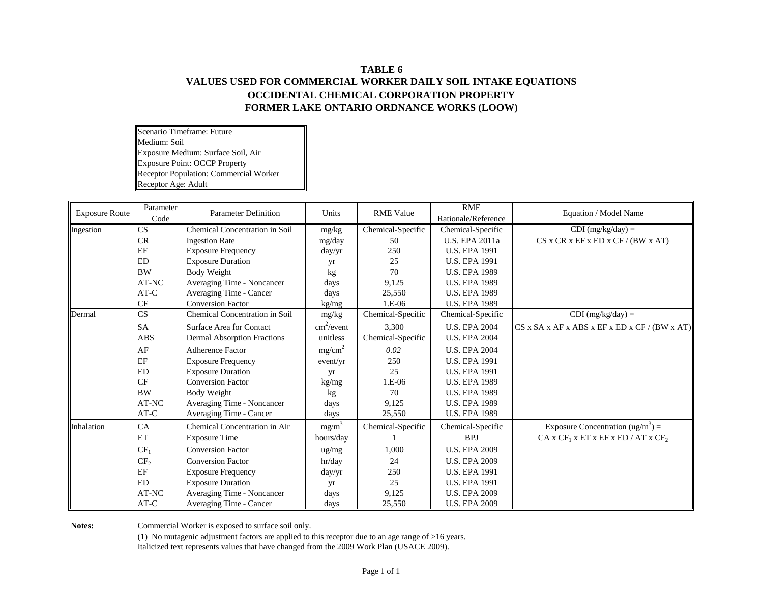# TABLE 6
# VALUES USED FOR COMMERCIAL WORKER DAILY SOIL INTAKE EQUATIONS
# OCCIDENTAL CHEMICAL CORPORATION PROPERTY
# FORMER LAKE ONTARIO ORDNANCE WORKS (LOOW)

| |
|---|
| Scenario Timeframe: Future |
| Medium: Soil |
| Exposure Medium: Surface Soil, Air |
| Exposure Point: OCCP Property |
| Receptor Population: Commercial Worker |
| Receptor Age: Adult |

| Exposure Route | Parameter Code | Parameter Definition | Units | RME Value | RME Rationale/Reference | Equation / Model Name |
|---|---|---|---|---|---|---|
| Ingestion | CS | Chemical Concentration in Soil | mg/kg | Chemical-Specific | Chemical-Specific | CDI (mg/kg/day) = |
| | CR | Ingestion Rate | mg/day | 50 | U.S. EPA 2011a | CS x CR x EF x ED x CF / (BW x AT) |
| | EF | Exposure Frequency | day/yr | 250 | U.S. EPA 1991 | |
| | ED | Exposure Duration | yr | 25 | U.S. EPA 1991 | |
| | BW | Body Weight | kg | 70 | U.S. EPA 1989 | |
| | AT-NC | Averaging Time - Noncancer | days | 9,125 | U.S. EPA 1989 | |
| | AT-C | Averaging Time - Cancer | days | 25,550 | U.S. EPA 1989 | |
| | CF | Conversion Factor | kg/mg | 1.E-06 | U.S. EPA 1989 | |
| Dermal | CS | Chemical Concentration in Soil | mg/kg | Chemical-Specific | Chemical-Specific | CDI (mg/kg/day) = |
| | SA | Surface Area for Contact | $cm^2$/event | 3,300 | U.S. EPA 2004 | CS x SA x AF x ABS x EF x ED x CF / (BW x AT) |
| | ABS | Dermal Absorption Fractions | unitless | Chemical-Specific | U.S. EPA 2004 | |
| | AF | Adherence Factor | $mg/cm^2$ | *0.02* | U.S. EPA 2004 | |
| | EF | Exposure Frequency | event/yr | 250 | U.S. EPA 1991 | |
| | ED | Exposure Duration | yr | 25 | U.S. EPA 1991 | |
| | CF | Conversion Factor | kg/mg | 1.E-06 | U.S. EPA 1989 | |
| | BW | Body Weight | kg | 70 | U.S. EPA 1989 | |
| | AT-NC | Averaging Time - Noncancer | days | 9,125 | U.S. EPA 1989 | |
| | AT-C | Averaging Time - Cancer | days | 25,550 | U.S. EPA 1989 | |
| Inhalation | CA | Chemical Concentration in Air | $mg/m^3$ | Chemical-Specific | Chemical-Specific | Exposure Concentration ($ug/m^3$) = |
| | ET | Exposure Time | hours/day | 1 | BPJ | CA x $CF_1$ x ET x EF x ED / AT x $CF_2$ |
| | $CF_1$ | Conversion Factor | ug/mg | 1,000 | U.S. EPA 2009 | |
| | $CF_2$ | Conversion Factor | hr/day | 24 | U.S. EPA 2009 | |
| | EF | Exposure Frequency | day/yr | 250 | U.S. EPA 1991 | |
| | ED | Exposure Duration | yr | 25 | U.S. EPA 1991 | |
| | AT-NC | Averaging Time - Noncancer | days | 9,125 | U.S. EPA 2009 | |
| | AT-C | Averaging Time - Cancer | days | 25,550 | U.S. EPA 2009 | |

**Notes:** Commercial Worker is exposed to surface soil only.

(1) No mutagenic adjustment factors are applied to this receptor due to an age range of >16 years.

Italicized text represents values that have changed from the 2009 Work Plan (USACE 2009).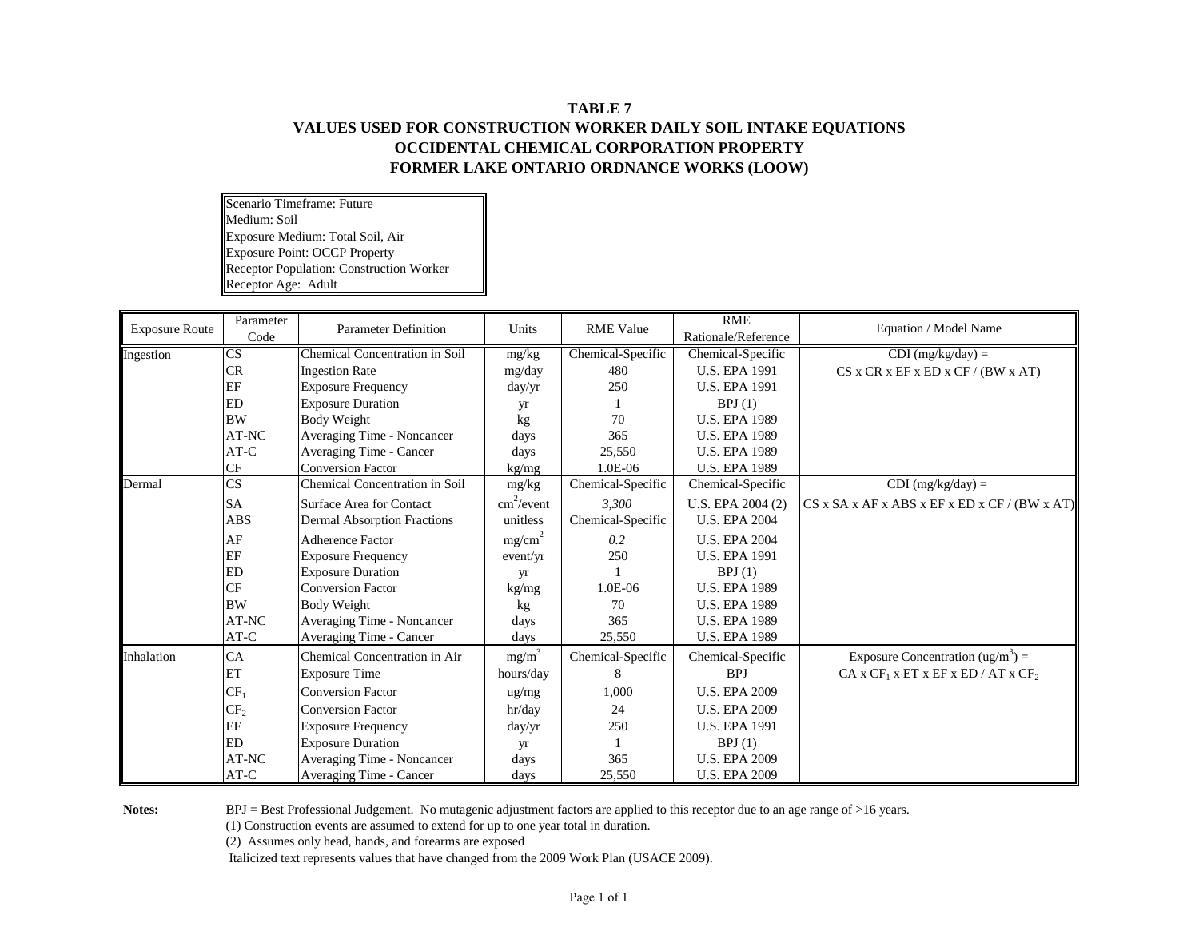# TABLE 7
## VALUES USED FOR CONSTRUCTION WORKER DAILY SOIL INTAKE EQUATIONS
## OCCIDENTAL CHEMICAL CORPORATION PROPERTY
## FORMER LAKE ONTARIO ORDNANCE WORKS (LOOW)

Scenario Timeframe: Future
Medium: Soil
Exposure Medium: Total Soil, Air
Exposure Point: OCCP Property
Receptor Population: Construction Worker
Receptor Age: Adult

| Exposure Route | Parameter Code | Parameter Definition | Units | RME Value | RME Rationale/Reference | Equation / Model Name |
|---|---|---|---|---|---|---|
| Ingestion | CS | Chemical Concentration in Soil | mg/kg | Chemical-Specific | Chemical-Specific | CDI (mg/kg/day) = |
| | CR | Ingestion Rate | mg/day | 480 | U.S. EPA 1991 | CS x CR x EF x ED x CF / (BW x AT) |
| | EF | Exposure Frequency | day/yr | 250 | U.S. EPA 1991 | |
| | ED | Exposure Duration | yr | 1 | BPJ (1) | |
| | BW | Body Weight | kg | 70 | U.S. EPA 1989 | |
| | AT-NC | Averaging Time - Noncancer | days | 365 | U.S. EPA 1989 | |
| | AT-C | Averaging Time - Cancer | days | 25,550 | U.S. EPA 1989 | |
| | CF | Conversion Factor | kg/mg | 1.0E-06 | U.S. EPA 1989 | |
| Dermal | CS | Chemical Concentration in Soil | mg/kg | Chemical-Specific | Chemical-Specific | CDI (mg/kg/day) = |
| | SA | Surface Area for Contact | $cm^2$/event | *3,300* | U.S. EPA 2004 (2) | CS x SA x AF x ABS x EF x ED x CF / (BW x AT) |
| | ABS | Dermal Absorption Fractions | unitless | Chemical-Specific | U.S. EPA 2004 | |
| | AF | Adherence Factor | $mg/cm^2$ | *0.2* | U.S. EPA 2004 | |
| | EF | Exposure Frequency | event/yr | 250 | U.S. EPA 1991 | |
| | ED | Exposure Duration | yr | 1 | BPJ (1) | |
| | CF | Conversion Factor | kg/mg | 1.0E-06 | U.S. EPA 1989 | |
| | BW | Body Weight | kg | 70 | U.S. EPA 1989 | |
| | AT-NC | Averaging Time - Noncancer | days | 365 | U.S. EPA 1989 | |
| | AT-C | Averaging Time - Cancer | days | 25,550 | U.S. EPA 1989 | |
| Inhalation | CA | Chemical Concentration in Air | $mg/m^3$ | Chemical-Specific | Chemical-Specific | Exposure Concentration ($ug/m^3$) = |
| | ET | Exposure Time | hours/day | 8 | BPJ | CA x $CF_1$ x ET x EF x ED / AT x $CF_2$ |
| | $CF_1$ | Conversion Factor | ug/mg | 1,000 | U.S. EPA 2009 | |
| | $CF_2$ | Conversion Factor | hr/day | 24 | U.S. EPA 2009 | |
| | EF | Exposure Frequency | day/yr | 250 | U.S. EPA 1991 | |
| | ED | Exposure Duration | yr | 1 | BPJ (1) | |
| | AT-NC | Averaging Time - Noncancer | days | 365 | U.S. EPA 2009 | |
| | AT-C | Averaging Time - Cancer | days | 25,550 | U.S. EPA 2009 | |

**Notes:** BPJ = Best Professional Judgement. No mutagenic adjustment factors are applied to this receptor due to an age range of >16 years.

(1) Construction events are assumed to extend for up to one year total in duration.

(2) Assumes only head, hands, and forearms are exposed

Italicized text represents values that have changed from the 2009 Work Plan (USACE 2009).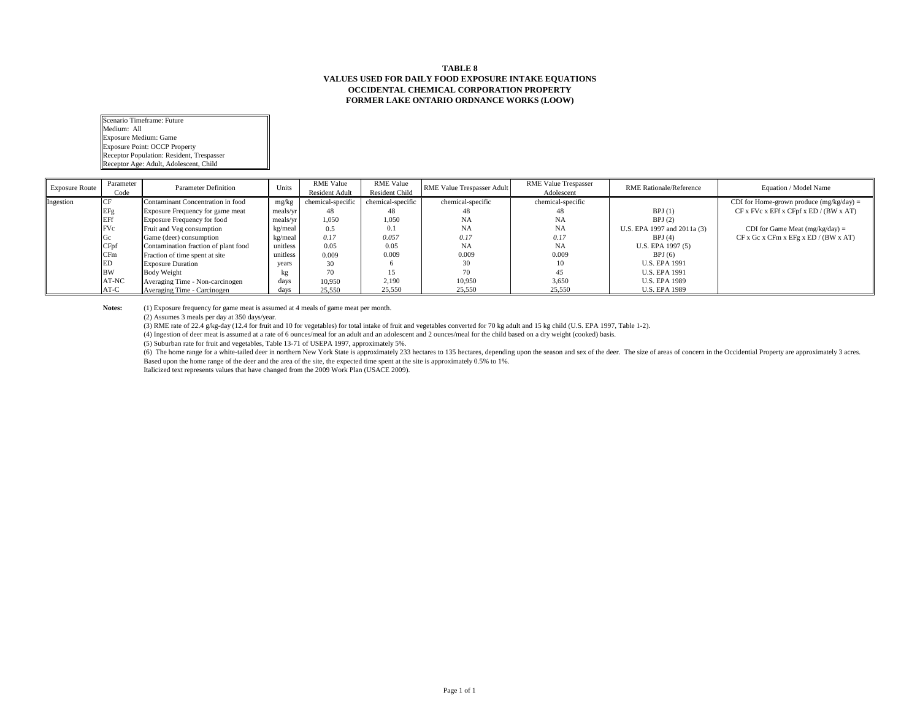**TABLE 8**
**VALUES USED FOR DAILY FOOD EXPOSURE INTAKE EQUATIONS**
**OCCIDENTAL CHEMICAL CORPORATION PROPERTY**
**FORMER LAKE ONTARIO ORDNANCE WORKS (LOOW)**

| |
|---|
| Scenario Timeframe: Future |
| Medium: All |
| Exposure Medium: Game |
| Exposure Point: OCCP Property |
| Receptor Population: Resident, Trespasser |
| Receptor Age: Adult, Adolescent, Child |

| Exposure Route | Parameter Code | Parameter Definition | Units | RME Value Resident Adult | RME Value Resident Child | RME Value Trespasser Adult | RME Value Trespasser Adolescent | RME Rationale/Reference | Equation / Model Name |
|---|---|---|---|---|---|---|---|---|---|
| Ingestion | CF | Contaminant Concentration in food | mg/kg | chemical-specific | chemical-specific | chemical-specific | chemical-specific | | CDI for Home-grown produce (mg/kg/day) = |
| | EFg | Exposure Frequency for game meat | meals/yr | 48 | 48 | 48 | 48 | BPJ (1) | CF x FVc x EFf x CFpf x ED / (BW x AT) |
| | EFf | Exposure Frequency for food | meals/yr | 1,050 | 1,050 | NA | NA | BPJ (2) | |
| | FVc | Fruit and Veg consumption | kg/meal | 0.5 | 0.1 | NA | NA | U.S. EPA 1997 and 2011a (3) | CDI for Game Meat (mg/kg/day) = |
| | Gc | Game (deer) consumption | kg/meal | *0.17* | *0.057* | *0.17* | *0.17* | BPJ (4) | CF x Gc x CFm x EFg x ED / (BW x AT) |
| | CFpf | Contamination fraction of plant food | unitless | 0.05 | 0.05 | NA | NA | U.S. EPA 1997 (5) | |
| | CFm | Fraction of time spent at site | unitless | 0.009 | 0.009 | 0.009 | 0.009 | BPJ (6) | |
| | ED | Exposure Duration | years | 30 | 6 | 30 | 10 | U.S. EPA 1991 | |
| | BW | Body Weight | kg | 70 | 15 | 70 | *45* | U.S. EPA 1991 | |
| | AT-NC | Averaging Time - Non-carcinogen | days | 10,950 | 2,190 | 10,950 | 3,650 | U.S. EPA 1989 | |
| | AT-C | Averaging Time - Carcinogen | days | 25,550 | 25,550 | 25,550 | 25,550 | U.S. EPA 1989 | |

**Notes:**
(1) Exposure frequency for game meat is assumed at 4 meals of game meat per month.
(2) Assumes 3 meals per day at 350 days/year.
(3) RME rate of 22.4 g/kg-day (12.4 for fruit and 10 for vegetables) for total intake of fruit and vegetables converted for 70 kg adult and 15 kg child (U.S. EPA 1997, Table 1-2).
(4) Ingestion of deer meat is assumed at a rate of 6 ounces/meal for an adult and an adolescent and 2 ounces/meal for the child based on a dry weight (cooked) basis.
(5) Suburban rate for fruit and vegetables, Table 13-71 of USEPA 1997, approximately 5%.
(6) The home range for a white-tailed deer in northern New York State is approximately 233 hectares to 135 hectares, depending upon the season and sex of the deer. The size of areas of concern in the Occidential Property are approximately 3 acres. Based upon the home range of the deer and the area of the site, the expected time spent at the site is approximately 0.5% to 1%.
*Italicized text represents values that have changed from the 2009 Work Plan (USACE 2009).*